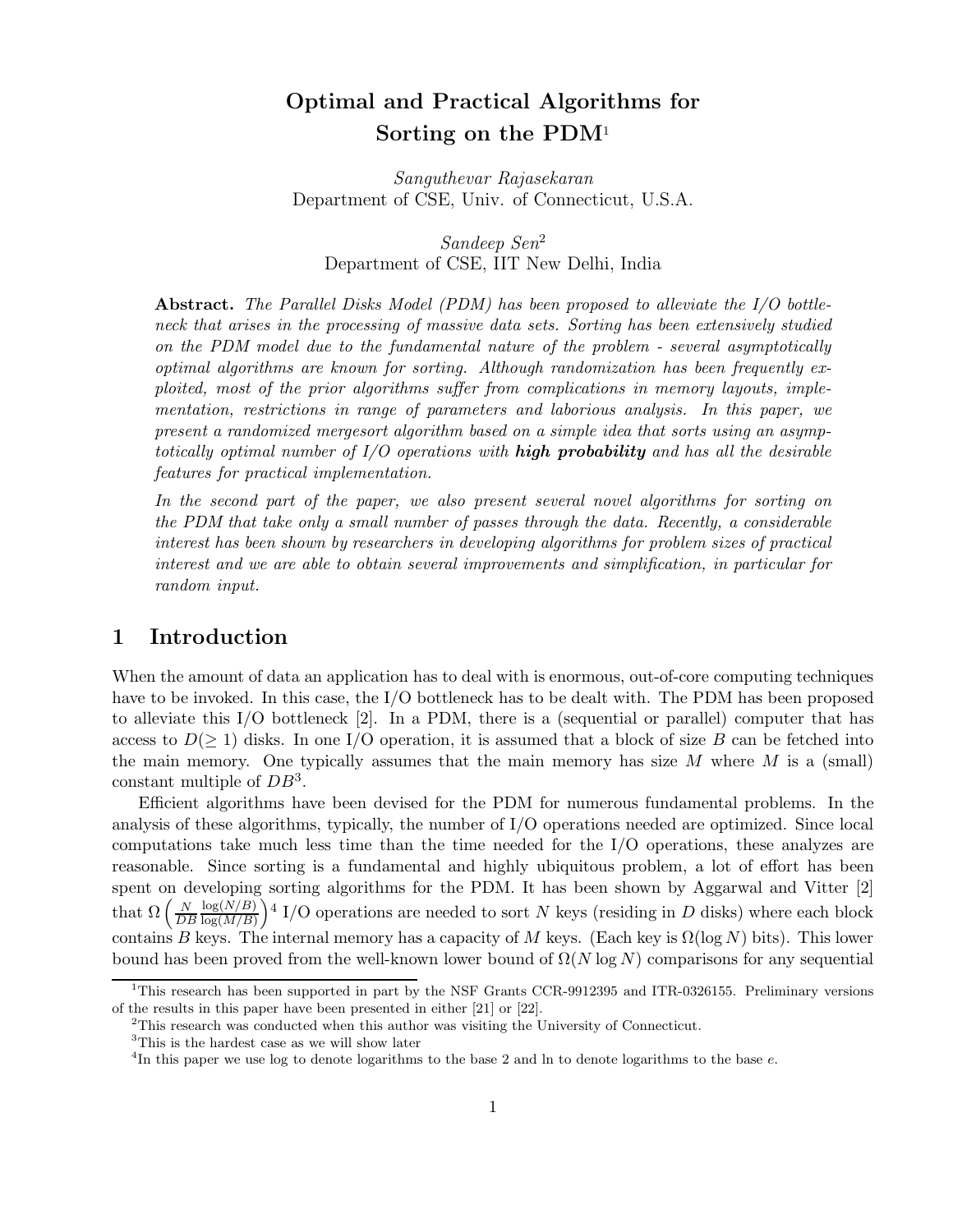# Optimal and Practical Algorithms for Sorting on the PDM[1]

*Sanguthevar Rajasekaran*
Department of CSE, Univ. of Connecticut, U.S.A.

*Sandeep Sen*[2]
Department of CSE, IIT New Delhi, India

**Abstract.** *The Parallel Disks Model (PDM) has been proposed to alleviate the I/O bottleneck that arises in the processing of massive data sets. Sorting has been extensively studied on the PDM model due to the fundamental nature of the problem - several asymptotically optimal algorithms are known for sorting. Although randomization has been frequently exploited, most of the prior algorithms suffer from complications in memory layouts, implementation, restrictions in range of parameters and laborious analysis. In this paper, we present a randomized mergesort algorithm based on a simple idea that sorts using an asymptotically optimal number of I/O operations with* ***high probability*** *and has all the desirable features for practical implementation.*

*In the second part of the paper, we also present several novel algorithms for sorting on the PDM that take only a small number of passes through the data. Recently, a considerable interest has been shown by researchers in developing algorithms for problem sizes of practical interest and we are able to obtain several improvements and simplification, in particular for random input.*

## 1 Introduction

When the amount of data an application has to deal with is enormous, out-of-core computing techniques have to be invoked. In this case, the I/O bottleneck has to be dealt with. The PDM has been proposed to alleviate this I/O bottleneck [2]. In a PDM, there is a (sequential or parallel) computer that has access to $D(\geq 1)$ disks. In one I/O operation, it is assumed that a block of size $B$ can be fetched into the main memory. One typically assumes that the main memory has size $M$ where $M$ is a (small) constant multiple of $DB$[3].

Efficient algorithms have been devised for the PDM for numerous fundamental problems. In the analysis of these algorithms, typically, the number of I/O operations needed are optimized. Since local computations take much less time than the time needed for the I/O operations, these analyzes are reasonable. Since sorting is a fundamental and highly ubiquitous problem, a lot of effort has been spent on developing sorting algorithms for the PDM. It has been shown by Aggarwal and Vitter [2] that $\Omega\left(\frac{N}{DB}\frac{\log(N/B)}{\log(M/B)}\right)$[4] I/O operations are needed to sort $N$ keys (residing in $D$ disks) where each block contains $B$ keys. The internal memory has a capacity of $M$ keys. (Each key is $\Omega(\log N)$ bits). This lower bound has been proved from the well-known lower bound of $\Omega(N \log N)$ comparisons for any sequential

---

[1] This research has been supported in part by the NSF Grants CCR-9912395 and ITR-0326155. Preliminary versions of the results in this paper have been presented in either [21] or [22].

[2] This research was conducted when this author was visiting the University of Connecticut.

[3] This is the hardest case as we will show later

[4] In this paper we use log to denote logarithms to the base 2 and ln to denote logarithms to the base $e$.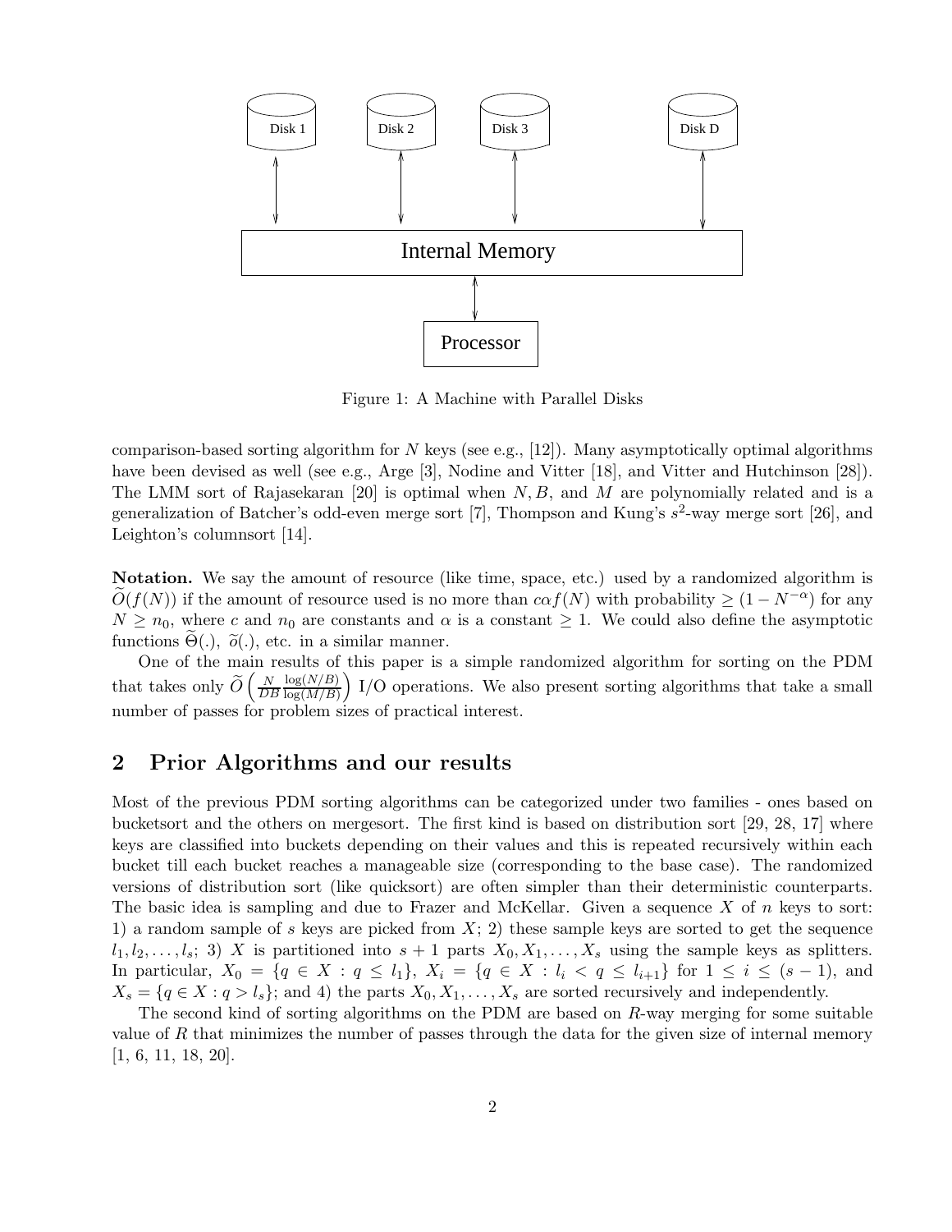Figure 1: A Machine with Parallel Disks

comparison-based sorting algorithm for $N$ keys (see e.g., [12]). Many asymptotically optimal algorithms have been devised as well (see e.g., Arge [3], Nodine and Vitter [18], and Vitter and Hutchinson [28]). The LMM sort of Rajasekaran [20] is optimal when $N, B$, and $M$ are polynomially related and is a generalization of Batcher's odd-even merge sort [7], Thompson and Kung's $s^2$-way merge sort [26], and Leighton's columnsort [14].

**Notation.** We say the amount of resource (like time, space, etc.) used by a randomized algorithm is $\widetilde{O}(f(N))$ if the amount of resource used is no more than $c\alpha f(N)$ with probability $\geq (1 - N^{-\alpha})$ for any $N \geq n_0$, where $c$ and $n_0$ are constants and $\alpha$ is a constant $\geq 1$. We could also define the asymptotic functions $\widetilde{\Theta}(.)$, $\widetilde{o}(.)$, etc. in a similar manner.

One of the main results of this paper is a simple randomized algorithm for sorting on the PDM that takes only $\widetilde{O}\left(\frac{N}{DB}\frac{\log(N/B)}{\log(M/B)}\right)$ I/O operations. We also present sorting algorithms that take a small number of passes for problem sizes of practical interest.

## 2 Prior Algorithms and our results

Most of the previous PDM sorting algorithms can be categorized under two families - ones based on bucketsort and the others on mergesort. The first kind is based on distribution sort [29, 28, 17] where keys are classified into buckets depending on their values and this is repeated recursively within each bucket till each bucket reaches a manageable size (corresponding to the base case). The randomized versions of distribution sort (like quicksort) are often simpler than their deterministic counterparts. The basic idea is sampling and due to Frazer and McKellar. Given a sequence $X$ of $n$ keys to sort: 1) a random sample of $s$ keys are picked from $X$; 2) these sample keys are sorted to get the sequence $l_1, l_2, \ldots, l_s$; 3) $X$ is partitioned into $s+1$ parts $X_0, X_1, \ldots, X_s$ using the sample keys as splitters. In particular, $X_0 = \{q \in X : q \leq l_1\}$, $X_i = \{q \in X : l_i < q \leq l_{i+1}\}$ for $1 \leq i \leq (s-1)$, and $X_s = \{q \in X : q > l_s\}$; and 4) the parts $X_0, X_1, \ldots, X_s$ are sorted recursively and independently.

The second kind of sorting algorithms on the PDM are based on $R$-way merging for some suitable value of $R$ that minimizes the number of passes through the data for the given size of internal memory [1, 6, 11, 18, 20].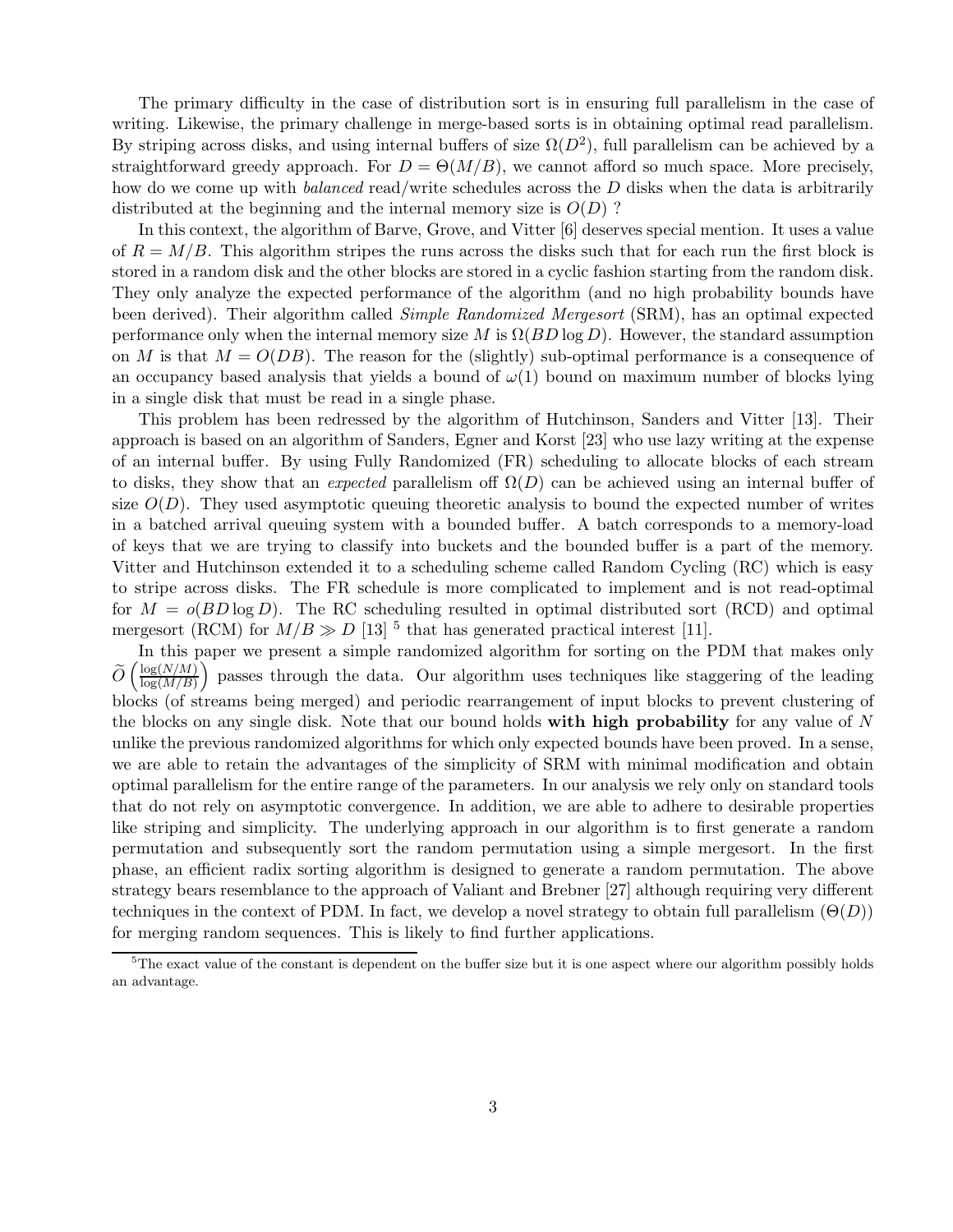The primary difficulty in the case of distribution sort is in ensuring full parallelism in the case of writing. Likewise, the primary challenge in merge-based sorts is in obtaining optimal read parallelism. By striping across disks, and using internal buffers of size $\Omega(D^2)$, full parallelism can be achieved by a straightforward greedy approach. For $D = \Theta(M/B)$, we cannot afford so much space. More precisely, how do we come up with *balanced* read/write schedules across the $D$ disks when the data is arbitrarily distributed at the beginning and the internal memory size is $O(D)$ ?

In this context, the algorithm of Barve, Grove, and Vitter [6] deserves special mention. It uses a value of $R = M/B$. This algorithm stripes the runs across the disks such that for each run the first block is stored in a random disk and the other blocks are stored in a cyclic fashion starting from the random disk. They only analyze the expected performance of the algorithm (and no high probability bounds have been derived). Their algorithm called *Simple Randomized Mergesort* (SRM), has an optimal expected performance only when the internal memory size $M$ is $\Omega(BD \log D)$. However, the standard assumption on $M$ is that $M = O(DB)$. The reason for the (slightly) sub-optimal performance is a consequence of an occupancy based analysis that yields a bound of $\omega(1)$ bound on maximum number of blocks lying in a single disk that must be read in a single phase.

This problem has been redressed by the algorithm of Hutchinson, Sanders and Vitter [13]. Their approach is based on an algorithm of Sanders, Egner and Korst [23] who use lazy writing at the expense of an internal buffer. By using Fully Randomized (FR) scheduling to allocate blocks of each stream to disks, they show that an *expected* parallelism off $\Omega(D)$ can be achieved using an internal buffer of size $O(D)$. They used asymptotic queuing theoretic analysis to bound the expected number of writes in a batched arrival queuing system with a bounded buffer. A batch corresponds to a memory-load of keys that we are trying to classify into buckets and the bounded buffer is a part of the memory. Vitter and Hutchinson extended it to a scheduling scheme called Random Cycling (RC) which is easy to stripe across disks. The FR schedule is more complicated to implement and is not read-optimal for $M = o(BD \log D)$. The RC scheduling resulted in optimal distributed sort (RCD) and optimal mergesort (RCM) for $M/B \gg D$ [13] [5] that has generated practical interest [11].

In this paper we present a simple randomized algorithm for sorting on the PDM that makes only $\widetilde{O}\left(\frac{\log(N/M)}{\log(M/B)}\right)$ passes through the data. Our algorithm uses techniques like staggering of the leading blocks (of streams being merged) and periodic rearrangement of input blocks to prevent clustering of the blocks on any single disk. Note that our bound holds **with high probability** for any value of $N$ unlike the previous randomized algorithms for which only expected bounds have been proved. In a sense, we are able to retain the advantages of the simplicity of SRM with minimal modification and obtain optimal parallelism for the entire range of the parameters. In our analysis we rely only on standard tools that do not rely on asymptotic convergence. In addition, we are able to adhere to desirable properties like striping and simplicity. The underlying approach in our algorithm is to first generate a random permutation and subsequently sort the random permutation using a simple mergesort. In the first phase, an efficient radix sorting algorithm is designed to generate a random permutation. The above strategy bears resemblance to the approach of Valiant and Brebner [27] although requiring very different techniques in the context of PDM. In fact, we develop a novel strategy to obtain full parallelism ($\Theta(D)$) for merging random sequences. This is likely to find further applications.

[5] The exact value of the constant is dependent on the buffer size but it is one aspect where our algorithm possibly holds an advantage.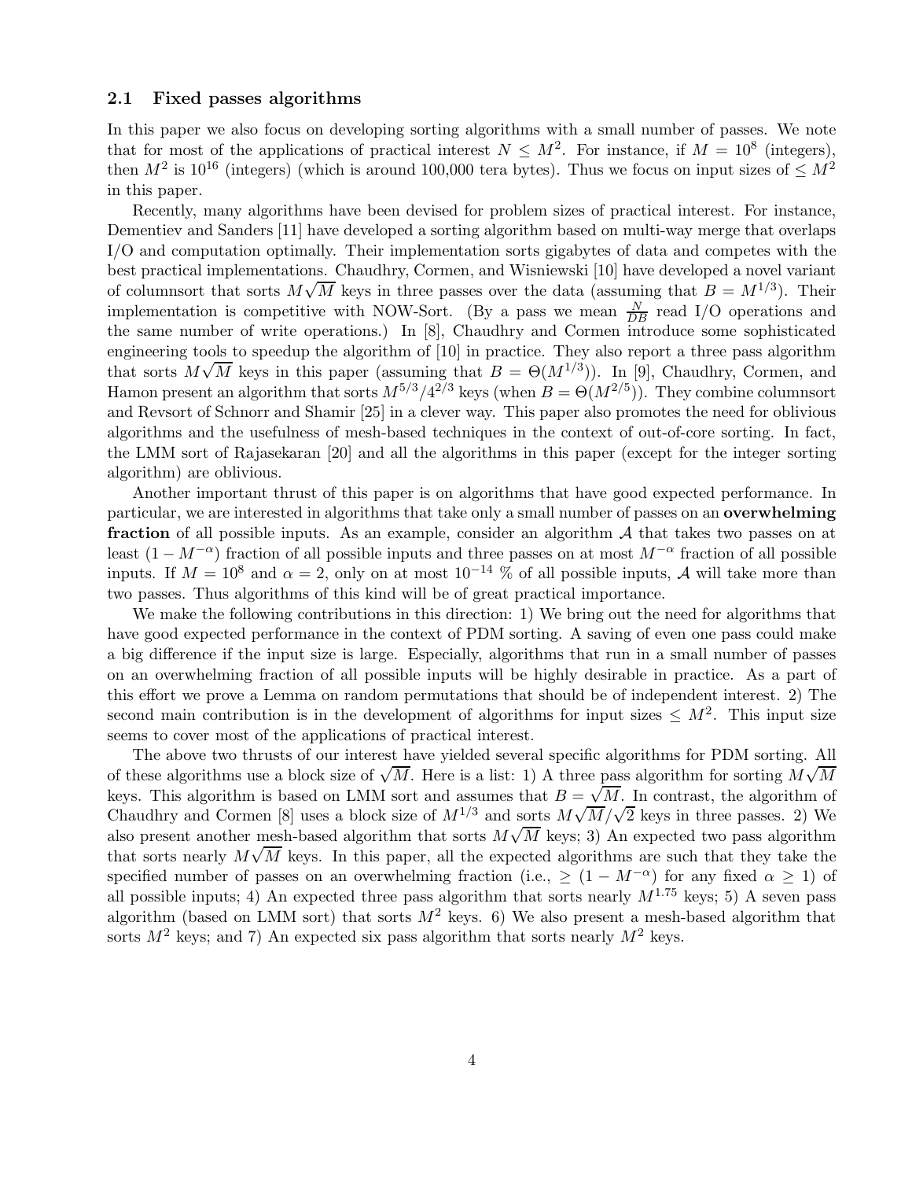### 2.1 Fixed passes algorithms

In this paper we also focus on developing sorting algorithms with a small number of passes. We note that for most of the applications of practical interest $N \le M^2$. For instance, if $M = 10^8$ (integers), then $M^2$ is $10^{16}$ (integers) (which is around 100,000 tera bytes). Thus we focus on input sizes of $\le M^2$ in this paper.

Recently, many algorithms have been devised for problem sizes of practical interest. For instance, Dementiev and Sanders [11] have developed a sorting algorithm based on multi-way merge that overlaps I/O and computation optimally. Their implementation sorts gigabytes of data and competes with the best practical implementations. Chaudhry, Cormen, and Wisniewski [10] have developed a novel variant of columnsort that sorts $M\sqrt{M}$ keys in three passes over the data (assuming that $B = M^{1/3}$). Their implementation is competitive with NOW-Sort. (By a pass we mean $\frac{N}{DB}$ read I/O operations and the same number of write operations.) In [8], Chaudhry and Cormen introduce some sophisticated engineering tools to speedup the algorithm of [10] in practice. They also report a three pass algorithm that sorts $M\sqrt{M}$ keys in this paper (assuming that $B = \Theta(M^{1/3})$). In [9], Chaudhry, Cormen, and Hamon present an algorithm that sorts $M^{5/3}/4^{2/3}$ keys (when $B = \Theta(M^{2/5})$). They combine columnsort and Revsort of Schnorr and Shamir [25] in a clever way. This paper also promotes the need for oblivious algorithms and the usefulness of mesh-based techniques in the context of out-of-core sorting. In fact, the LMM sort of Rajasekaran [20] and all the algorithms in this paper (except for the integer sorting algorithm) are oblivious.

Another important thrust of this paper is on algorithms that have good expected performance. In particular, we are interested in algorithms that take only a small number of passes on an **overwhelming fraction** of all possible inputs. As an example, consider an algorithm $\mathcal{A}$ that takes two passes on at least $(1 - M^{-\alpha})$ fraction of all possible inputs and three passes on at most $M^{-\alpha}$ fraction of all possible inputs. If $M = 10^8$ and $\alpha = 2$, only on at most $10^{-14}$ % of all possible inputs, $\mathcal{A}$ will take more than two passes. Thus algorithms of this kind will be of great practical importance.

We make the following contributions in this direction: 1) We bring out the need for algorithms that have good expected performance in the context of PDM sorting. A saving of even one pass could make a big difference if the input size is large. Especially, algorithms that run in a small number of passes on an overwhelming fraction of all possible inputs will be highly desirable in practice. As a part of this effort we prove a Lemma on random permutations that should be of independent interest. 2) The second main contribution is in the development of algorithms for input sizes $\le M^2$. This input size seems to cover most of the applications of practical interest.

The above two thrusts of our interest have yielded several specific algorithms for PDM sorting. All of these algorithms use a block size of $\sqrt{M}$. Here is a list: 1) A three pass algorithm for sorting $M\sqrt{M}$ keys. This algorithm is based on LMM sort and assumes that $B = \sqrt{M}$. In contrast, the algorithm of Chaudhry and Cormen [8] uses a block size of $M^{1/3}$ and sorts $M\sqrt{M}/\sqrt{2}$ keys in three passes. 2) We also present another mesh-based algorithm that sorts $M\sqrt{M}$ keys; 3) An expected two pass algorithm that sorts nearly $M\sqrt{M}$ keys. In this paper, all the expected algorithms are such that they take the specified number of passes on an overwhelming fraction (i.e., $\ge (1 - M^{-\alpha})$ for any fixed $\alpha \ge 1$) of all possible inputs; 4) An expected three pass algorithm that sorts nearly $M^{1.75}$ keys; 5) A seven pass algorithm (based on LMM sort) that sorts $M^2$ keys. 6) We also present a mesh-based algorithm that sorts $M^2$ keys; and 7) An expected six pass algorithm that sorts nearly $M^2$ keys.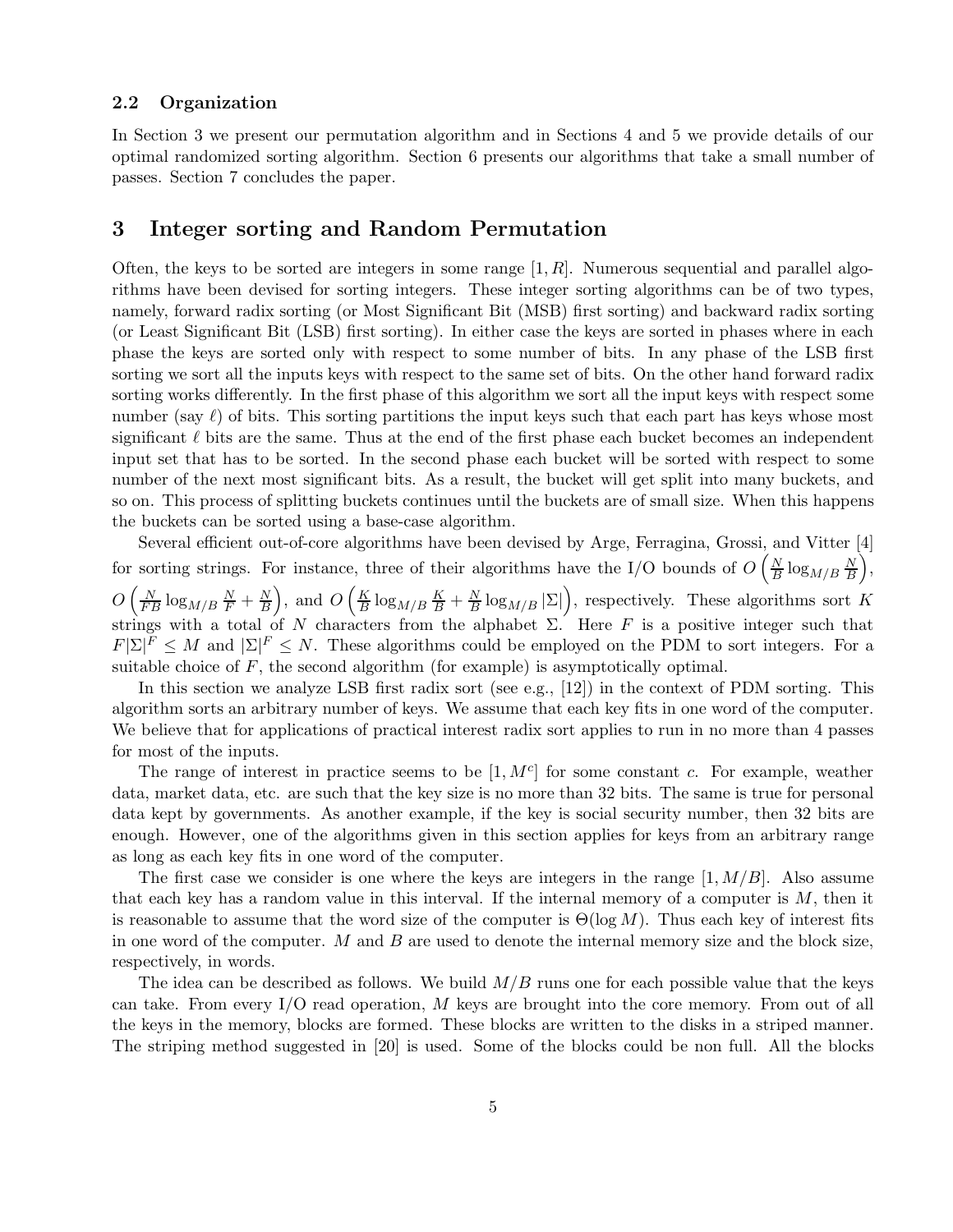### 2.2 Organization

In Section 3 we present our permutation algorithm and in Sections 4 and 5 we provide details of our optimal randomized sorting algorithm. Section 6 presents our algorithms that take a small number of passes. Section 7 concludes the paper.

## 3 Integer sorting and Random Permutation

Often, the keys to be sorted are integers in some range $[1, R]$. Numerous sequential and parallel algorithms have been devised for sorting integers. These integer sorting algorithms can be of two types, namely, forward radix sorting (or Most Significant Bit (MSB) first sorting) and backward radix sorting (or Least Significant Bit (LSB) first sorting). In either case the keys are sorted in phases where in each phase the keys are sorted only with respect to some number of bits. In any phase of the LSB first sorting we sort all the inputs keys with respect to the same set of bits. On the other hand forward radix sorting works differently. In the first phase of this algorithm we sort all the input keys with respect some number (say $\ell$) of bits. This sorting partitions the input keys such that each part has keys whose most significant $\ell$ bits are the same. Thus at the end of the first phase each bucket becomes an independent input set that has to be sorted. In the second phase each bucket will be sorted with respect to some number of the next most significant bits. As a result, the bucket will get split into many buckets, and so on. This process of splitting buckets continues until the buckets are of small size. When this happens the buckets can be sorted using a base-case algorithm.

Several efficient out-of-core algorithms have been devised by Arge, Ferragina, Grossi, and Vitter [4] for sorting strings. For instance, three of their algorithms have the I/O bounds of $O\left(\frac{N}{B}\log_{M/B}\frac{N}{B}\right)$, $O\left(\frac{N}{FB}\log_{M/B}\frac{N}{F}+\frac{N}{B}\right)$, and $O\left(\frac{K}{B}\log_{M/B}\frac{K}{B}+\frac{N}{B}\log_{M/B}|\Sigma|\right)$, respectively. These algorithms sort $K$ strings with a total of $N$ characters from the alphabet $\Sigma$. Here $F$ is a positive integer such that $F|\Sigma|^F \leq M$ and $|\Sigma|^F \leq N$. These algorithms could be employed on the PDM to sort integers. For a suitable choice of $F$, the second algorithm (for example) is asymptotically optimal.

In this section we analyze LSB first radix sort (see e.g., [12]) in the context of PDM sorting. This algorithm sorts an arbitrary number of keys. We assume that each key fits in one word of the computer. We believe that for applications of practical interest radix sort applies to run in no more than 4 passes for most of the inputs.

The range of interest in practice seems to be $[1, M^c]$ for some constant $c$. For example, weather data, market data, etc. are such that the key size is no more than 32 bits. The same is true for personal data kept by governments. As another example, if the key is social security number, then 32 bits are enough. However, one of the algorithms given in this section applies for keys from an arbitrary range as long as each key fits in one word of the computer.

The first case we consider is one where the keys are integers in the range $[1, M/B]$. Also assume that each key has a random value in this interval. If the internal memory of a computer is $M$, then it is reasonable to assume that the word size of the computer is $\Theta(\log M)$. Thus each key of interest fits in one word of the computer. $M$ and $B$ are used to denote the internal memory size and the block size, respectively, in words.

The idea can be described as follows. We build $M/B$ runs one for each possible value that the keys can take. From every I/O read operation, $M$ keys are brought into the core memory. From out of all the keys in the memory, blocks are formed. These blocks are written to the disks in a striped manner. The striping method suggested in [20] is used. Some of the blocks could be non full. All the blocks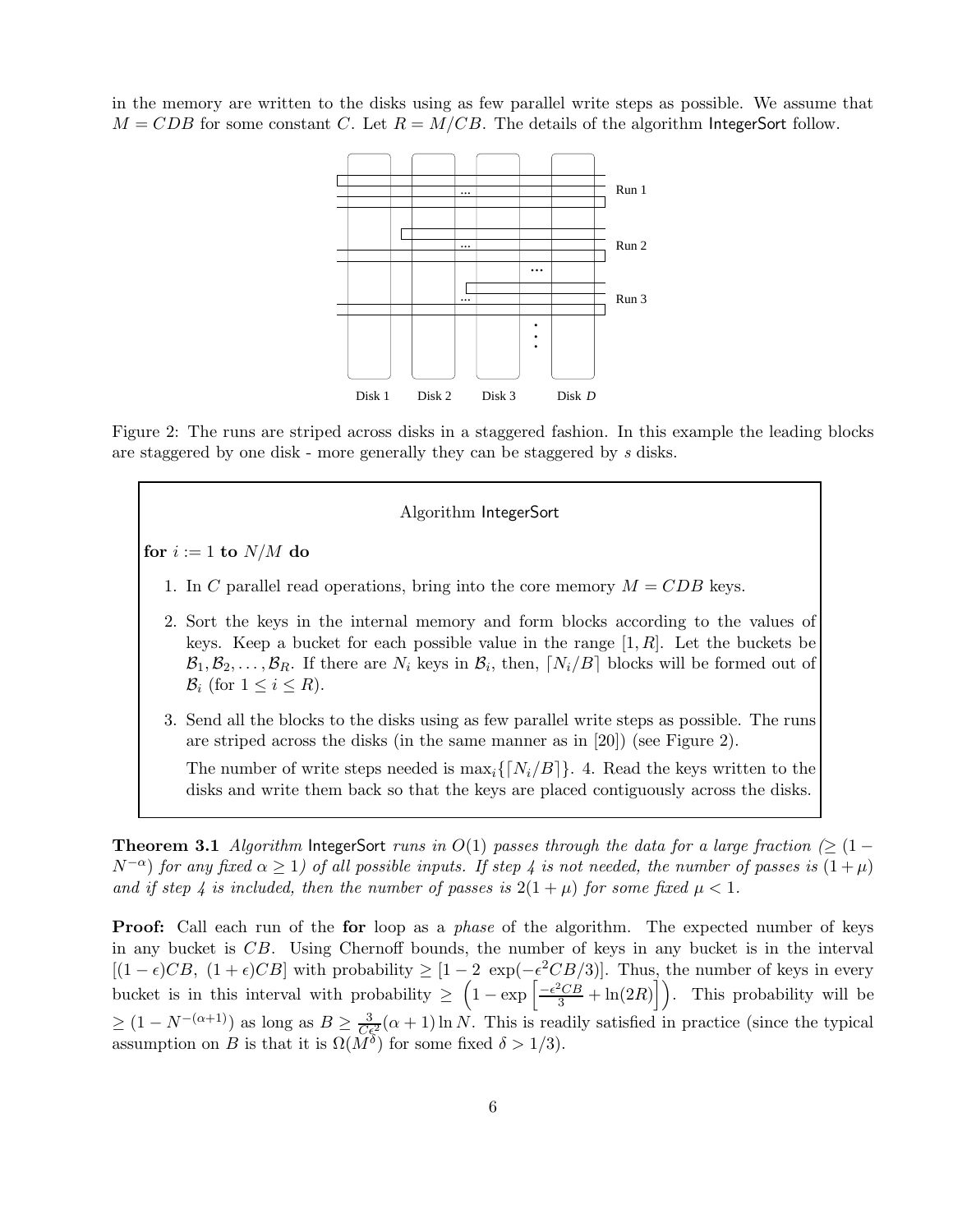in the memory are written to the disks using as few parallel write steps as possible. We assume that $M = CDB$ for some constant $C$. Let $R = M/CB$. The details of the algorithm IntegerSort follow.

Figure 2: The runs are striped across disks in a staggered fashion. In this example the leading blocks are staggered by one disk - more generally they can be staggered by $s$ disks.

---

Algorithm IntegerSort

**for** $i := 1$ **to** $N/M$ **do**

1. In $C$ parallel read operations, bring into the core memory $M = CDB$ keys.
2. Sort the keys in the internal memory and form blocks according to the values of keys. Keep a bucket for each possible value in the range $[1, R]$. Let the buckets be $\mathcal{B}_1, \mathcal{B}_2, \ldots, \mathcal{B}_R$. If there are $N_i$ keys in $\mathcal{B}_i$, then, $\lceil N_i/B \rceil$ blocks will be formed out of $\mathcal{B}_i$ (for $1 \leq i \leq R$).
3. Send all the blocks to the disks using as few parallel write steps as possible. The runs are striped across the disks (in the same manner as in [20]) (see Figure 2).

   The number of write steps needed is $\max_i\{\lceil N_i/B \rceil\}$. 4. Read the keys written to the disks and write them back so that the keys are placed contiguously across the disks.

---

**Theorem 3.1** *Algorithm* IntegerSort *runs in $O(1)$ passes through the data for a large fraction ($\geq (1 - N^{-\alpha})$ for any fixed $\alpha \geq 1$) of all possible inputs. If step 4 is not needed, the number of passes is $(1 + \mu)$ and if step 4 is included, then the number of passes is $2(1 + \mu)$ for some fixed $\mu < 1$.*

**Proof:** Call each run of the **for** loop as a *phase* of the algorithm. The expected number of keys in any bucket is $CB$. Using Chernoff bounds, the number of keys in any bucket is in the interval $[(1-\epsilon)CB, (1+\epsilon)CB]$ with probability $\geq [1 - 2\ \exp(-\epsilon^2 CB/3)]$. Thus, the number of keys in every bucket is in this interval with probability $\geq \left(1 - \exp\left[\frac{-\epsilon^2 CB}{3} + \ln(2R)\right]\right)$. This probability will be $\geq (1 - N^{-(\alpha+1)})$ as long as $B \geq \frac{3}{C\epsilon^2}(\alpha + 1)\ln N$. This is readily satisfied in practice (since the typical assumption on $B$ is that it is $\Omega(M^\delta)$ for some fixed $\delta > 1/3$).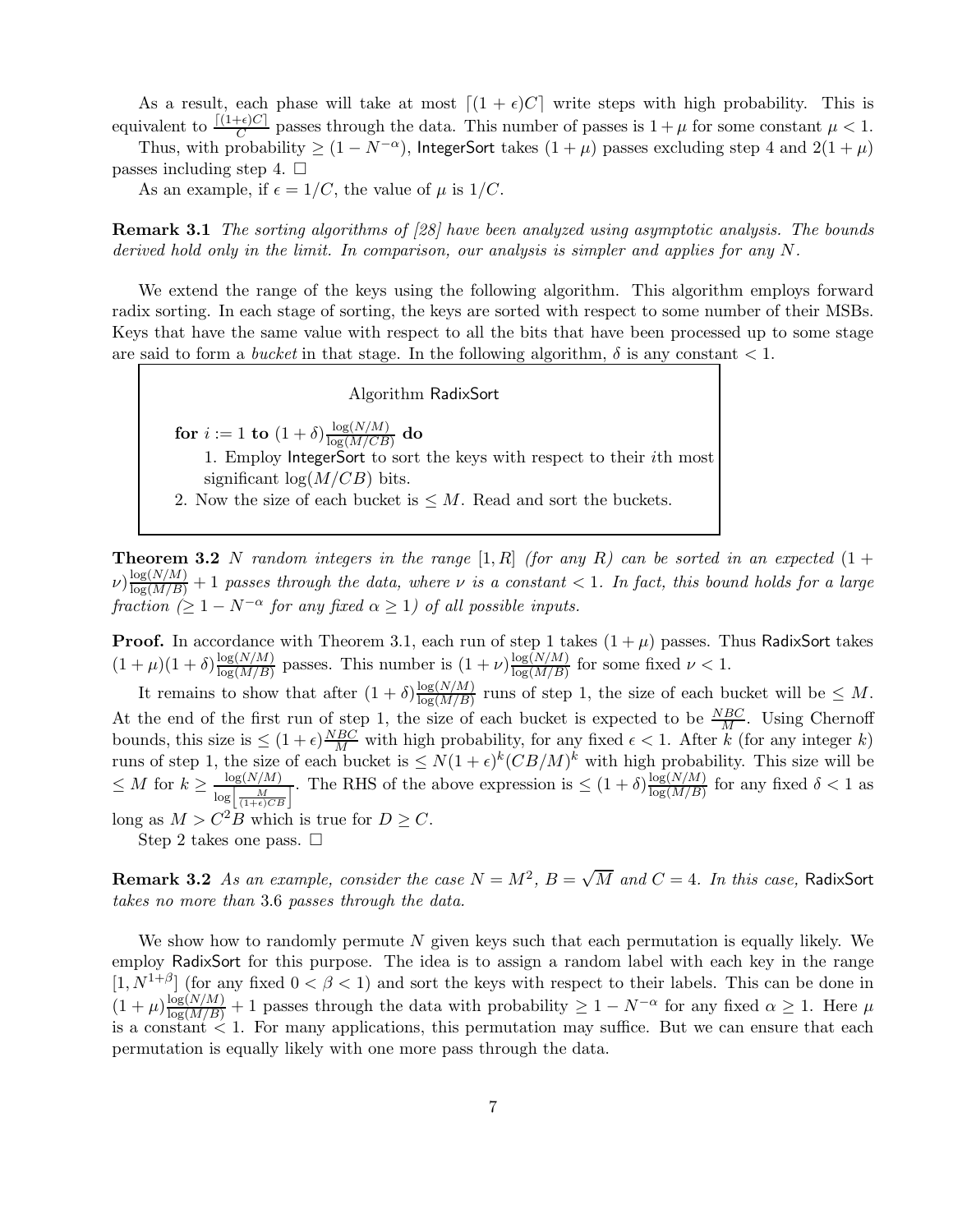As a result, each phase will take at most $\lceil (1+\epsilon)C \rceil$ write steps with high probability. This is equivalent to $\frac{\lceil (1+\epsilon)C \rceil}{C}$ passes through the data. This number of passes is $1+\mu$ for some constant $\mu < 1$.

Thus, with probability $\geq (1 - N^{-\alpha})$, IntegerSort takes $(1+\mu)$ passes excluding step 4 and $2(1+\mu)$ passes including step 4. □

As an example, if $\epsilon = 1/C$, the value of $\mu$ is $1/C$.

**Remark 3.1** *The sorting algorithms of [28] have been analyzed using asymptotic analysis. The bounds derived hold only in the limit. In comparison, our analysis is simpler and applies for any $N$.*

We extend the range of the keys using the following algorithm. This algorithm employs forward radix sorting. In each stage of sorting, the keys are sorted with respect to some number of their MSBs. Keys that have the same value with respect to all the bits that have been processed up to some stage are said to form a *bucket* in that stage. In the following algorithm, $\delta$ is any constant $< 1$.

> Algorithm RadixSort
>
> **for** $i := 1$ **to** $(1+\delta)\frac{\log(N/M)}{\log(M/CB)}$ **do**
>
> 1. Employ IntegerSort to sort the keys with respect to their $i$th most significant $\log(M/CB)$ bits.
>
> 2. Now the size of each bucket is $\leq M$. Read and sort the buckets.

**Theorem 3.2** *$N$ random integers in the range $[1, R]$ (for any $R$) can be sorted in an expected $(1+\nu)\frac{\log(N/M)}{\log(M/B)} + 1$ passes through the data, where $\nu$ is a constant $< 1$. In fact, this bound holds for a large fraction ($\geq 1 - N^{-\alpha}$ for any fixed $\alpha \geq 1$) of all possible inputs.*

**Proof.** In accordance with Theorem 3.1, each run of step 1 takes $(1+\mu)$ passes. Thus RadixSort takes $(1+\mu)(1+\delta)\frac{\log(N/M)}{\log(M/B)}$ passes. This number is $(1+\nu)\frac{\log(N/M)}{\log(M/B)}$ for some fixed $\nu < 1$.

It remains to show that after $(1+\delta)\frac{\log(N/M)}{\log(M/B)}$ runs of step 1, the size of each bucket will be $\leq M$. At the end of the first run of step 1, the size of each bucket is expected to be $\frac{NBC}{M}$. Using Chernoff bounds, this size is $\leq (1+\epsilon)\frac{NBC}{M}$ with high probability, for any fixed $\epsilon < 1$. After $k$ (for any integer $k$) runs of step 1, the size of each bucket is $\leq N(1+\epsilon)^k (CB/M)^k$ with high probability. This size will be $\leq M$ for $k \geq \frac{\log(N/M)}{\log\left[\frac{M}{(1+\epsilon)CB}\right]}$. The RHS of the above expression is $\leq (1+\delta)\frac{\log(N/M)}{\log(M/B)}$ for any fixed $\delta < 1$ as long as $M > C^2 B$ which is true for $D \geq C$.

Step 2 takes one pass. □

**Remark 3.2** *As an example, consider the case $N = M^2$, $B = \sqrt{M}$ and $C = 4$. In this case,* RadixSort *takes no more than* 3.6 *passes through the data.*

We show how to randomly permute $N$ given keys such that each permutation is equally likely. We employ RadixSort for this purpose. The idea is to assign a random label with each key in the range $[1, N^{1+\beta}]$ (for any fixed $0 < \beta < 1$) and sort the keys with respect to their labels. This can be done in $(1+\mu)\frac{\log(N/M)}{\log(M/B)} + 1$ passes through the data with probability $\geq 1 - N^{-\alpha}$ for any fixed $\alpha \geq 1$. Here $\mu$ is a constant $< 1$. For many applications, this permutation may suffice. But we can ensure that each permutation is equally likely with one more pass through the data.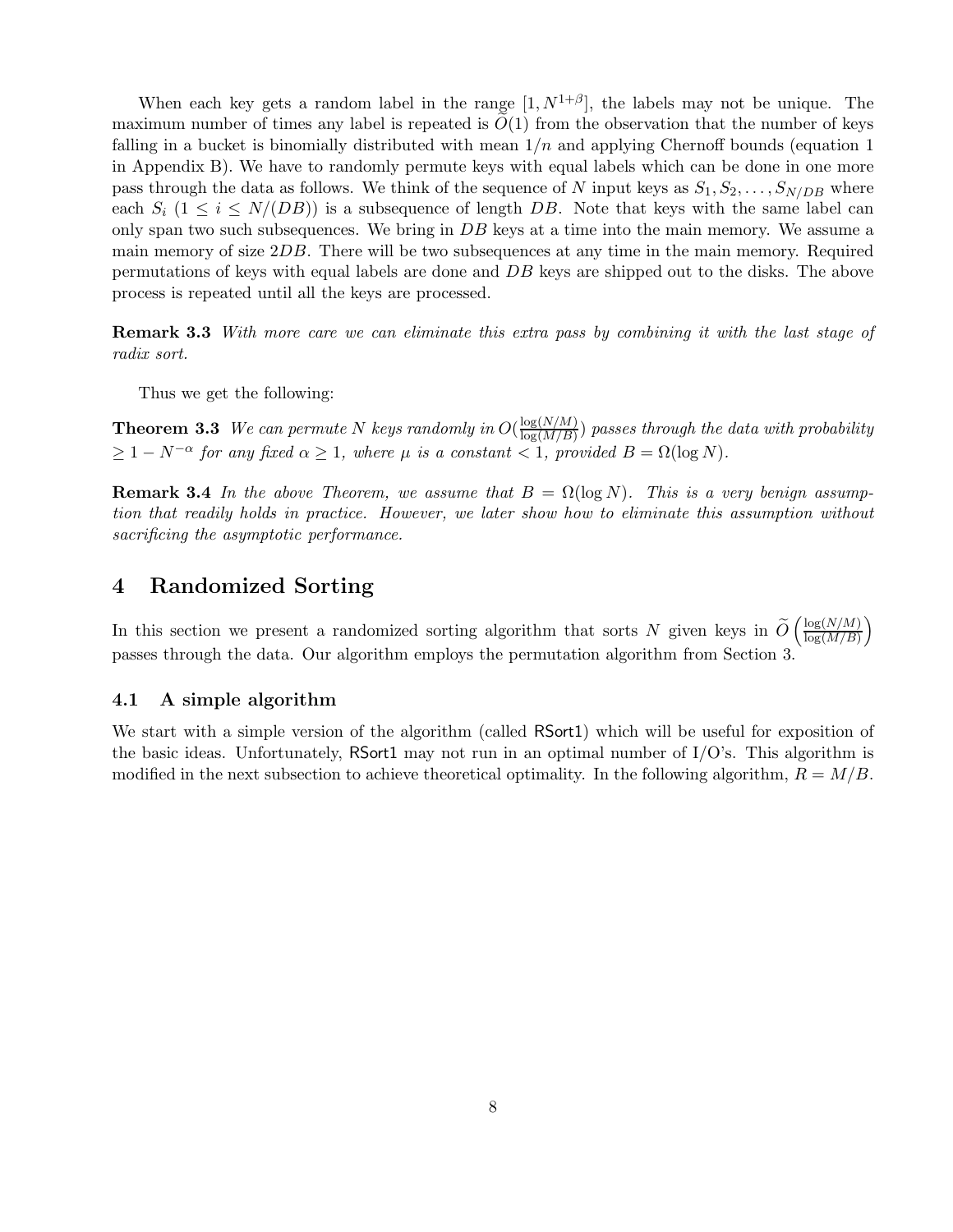When each key gets a random label in the range $[1, N^{1+\beta}]$, the labels may not be unique. The maximum number of times any label is repeated is $\widetilde{O}(1)$ from the observation that the number of keys falling in a bucket is binomially distributed with mean $1/n$ and applying Chernoff bounds (equation 1 in Appendix B). We have to randomly permute keys with equal labels which can be done in one more pass through the data as follows. We think of the sequence of $N$ input keys as $S_1, S_2, \ldots, S_{N/DB}$ where each $S_i$ ($1 \leq i \leq N/(DB)$) is a subsequence of length $DB$. Note that keys with the same label can only span two such subsequences. We bring in $DB$ keys at a time into the main memory. We assume a main memory of size $2DB$. There will be two subsequences at any time in the main memory. Required permutations of keys with equal labels are done and $DB$ keys are shipped out to the disks. The above process is repeated until all the keys are processed.

**Remark 3.3** *With more care we can eliminate this extra pass by combining it with the last stage of radix sort.*

Thus we get the following:

**Theorem 3.3** *We can permute $N$ keys randomly in $O(\frac{\log(N/M)}{\log(M/B)})$ passes through the data with probability $\geq 1 - N^{-\alpha}$ for any fixed $\alpha \geq 1$, where $\mu$ is a constant $< 1$, provided $B = \Omega(\log N)$.*

**Remark 3.4** *In the above Theorem, we assume that $B = \Omega(\log N)$. This is a very benign assumption that readily holds in practice. However, we later show how to eliminate this assumption without sacrificing the asymptotic performance.*

# 4 Randomized Sorting

In this section we present a randomized sorting algorithm that sorts $N$ given keys in $\widetilde{O}\left(\frac{\log(N/M)}{\log(M/B)}\right)$ passes through the data. Our algorithm employs the permutation algorithm from Section 3.

## 4.1 A simple algorithm

We start with a simple version of the algorithm (called RSort1) which will be useful for exposition of the basic ideas. Unfortunately, RSort1 may not run in an optimal number of I/O's. This algorithm is modified in the next subsection to achieve theoretical optimality. In the following algorithm, $R = M/B$.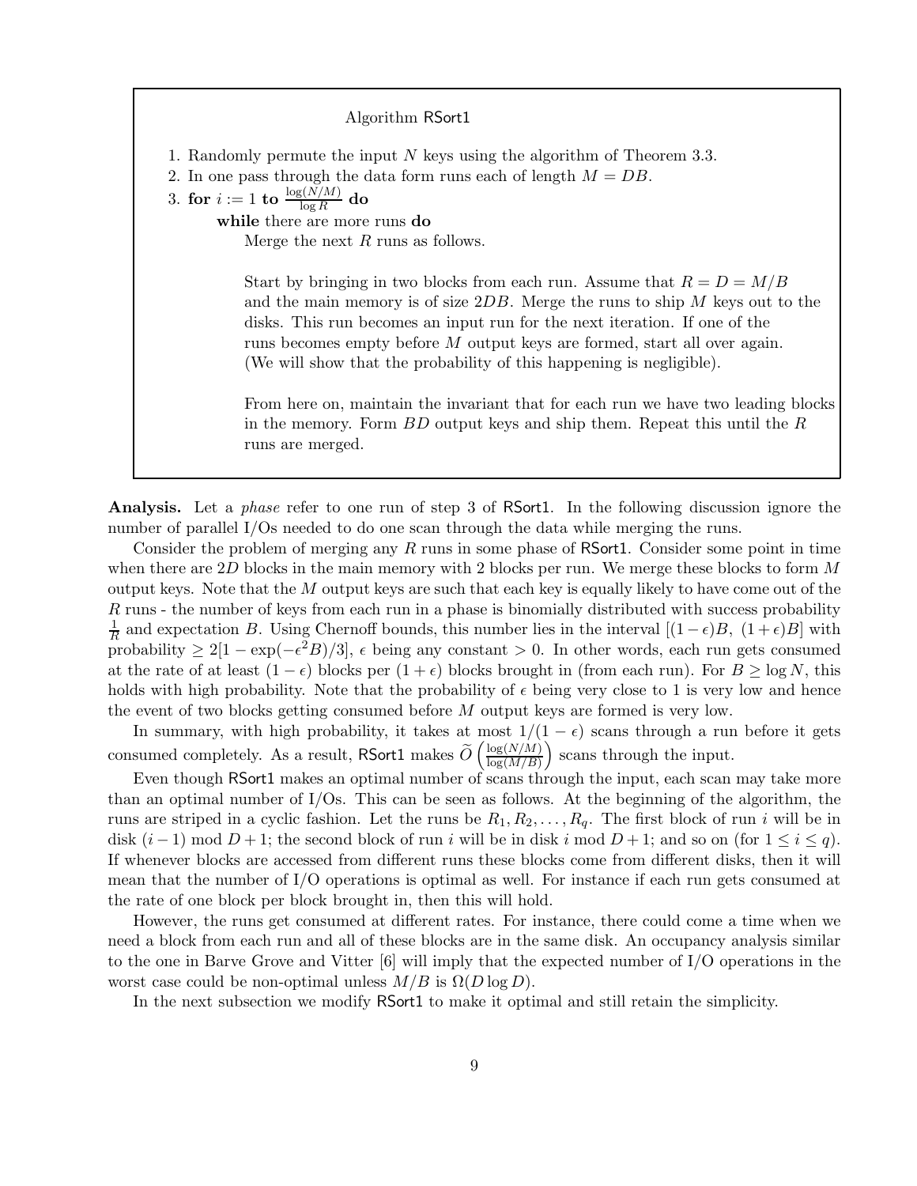Algorithm RSort1

1. Randomly permute the input $N$ keys using the algorithm of Theorem 3.3.
2. In one pass through the data form runs each of length $M = DB$.
3. **for** $i := 1$ **to** $\frac{\log(N/M)}{\log R}$ **do**

   **while** there are more runs **do**

   Merge the next $R$ runs as follows.

   Start by bringing in two blocks from each run. Assume that $R = D = M/B$ and the main memory is of size $2DB$. Merge the runs to ship $M$ keys out to the disks. This run becomes an input run for the next iteration. If one of the runs becomes empty before $M$ output keys are formed, start all over again. (We will show that the probability of this happening is negligible).

   From here on, maintain the invariant that for each run we have two leading blocks in the memory. Form $BD$ output keys and ship them. Repeat this until the $R$ runs are merged.

**Analysis.** Let a *phase* refer to one run of step 3 of RSort1. In the following discussion ignore the number of parallel I/Os needed to do one scan through the data while merging the runs.

Consider the problem of merging any $R$ runs in some phase of RSort1. Consider some point in time when there are $2D$ blocks in the main memory with 2 blocks per run. We merge these blocks to form $M$ output keys. Note that the $M$ output keys are such that each key is equally likely to have come out of the $R$ runs - the number of keys from each run in a phase is binomially distributed with success probability $\frac{1}{R}$ and expectation $B$. Using Chernoff bounds, this number lies in the interval $[(1-\epsilon)B,\ (1+\epsilon)B]$ with probability $\geq 2[1 - \exp(-\epsilon^2 B)/3]$, $\epsilon$ being any constant $> 0$. In other words, each run gets consumed at the rate of at least $(1-\epsilon)$ blocks per $(1+\epsilon)$ blocks brought in (from each run). For $B \geq \log N$, this holds with high probability. Note that the probability of $\epsilon$ being very close to 1 is very low and hence the event of two blocks getting consumed before $M$ output keys are formed is very low.

In summary, with high probability, it takes at most $1/(1-\epsilon)$ scans through a run before it gets consumed completely. As a result, RSort1 makes $\widetilde{O}\left(\frac{\log(N/M)}{\log(M/B)}\right)$ scans through the input.

Even though RSort1 makes an optimal number of scans through the input, each scan may take more than an optimal number of I/Os. This can be seen as follows. At the beginning of the algorithm, the runs are striped in a cyclic fashion. Let the runs be $R_1, R_2, \ldots, R_q$. The first block of run $i$ will be in disk $(i-1) \bmod D + 1$; the second block of run $i$ will be in disk $i \bmod D + 1$; and so on (for $1 \leq i \leq q$). If whenever blocks are accessed from different runs these blocks come from different disks, then it will mean that the number of I/O operations is optimal as well. For instance if each run gets consumed at the rate of one block per block brought in, then this will hold.

However, the runs get consumed at different rates. For instance, there could come a time when we need a block from each run and all of these blocks are in the same disk. An occupancy analysis similar to the one in Barve Grove and Vitter [6] will imply that the expected number of I/O operations in the worst case could be non-optimal unless $M/B$ is $\Omega(D \log D)$.

In the next subsection we modify RSort1 to make it optimal and still retain the simplicity.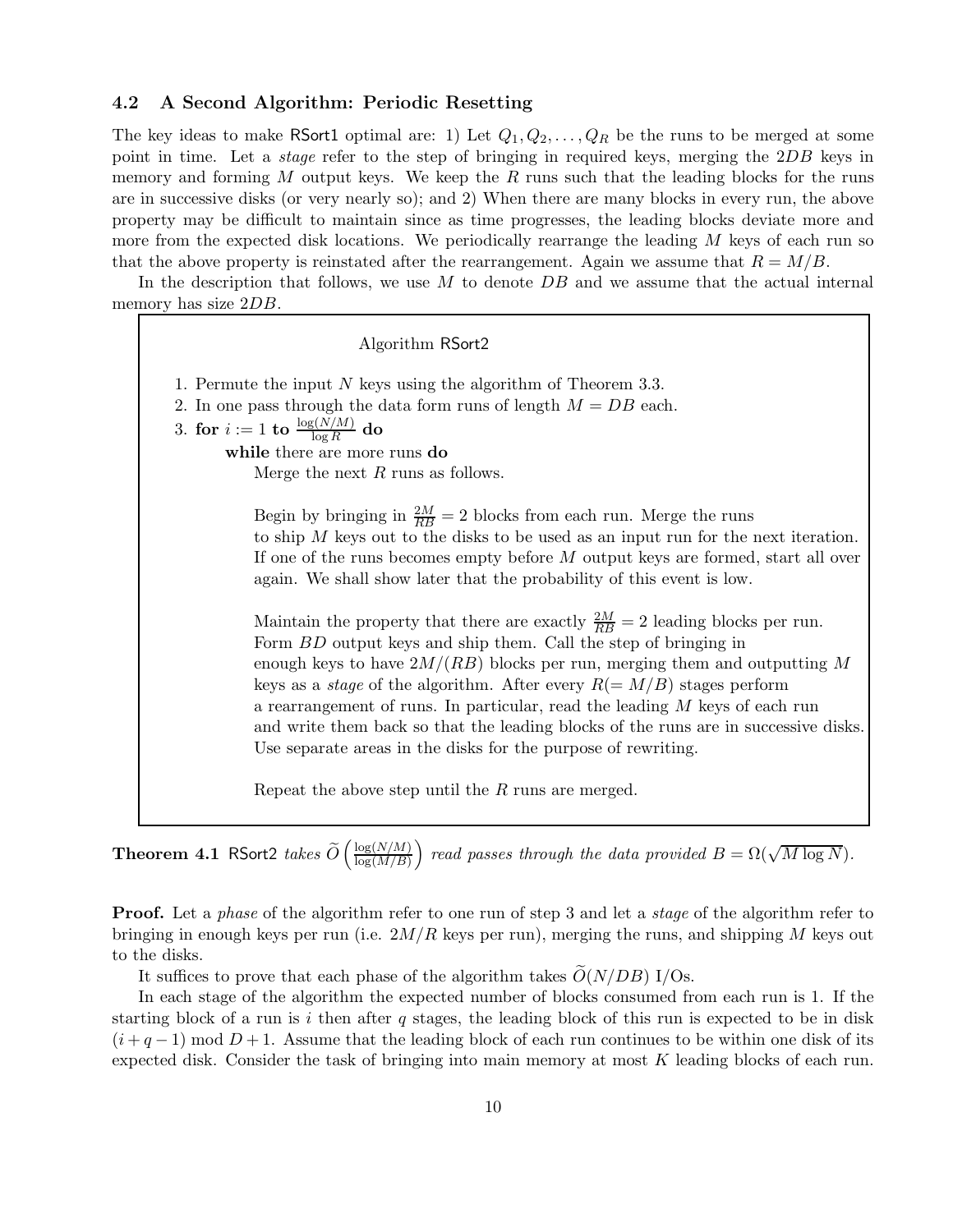### 4.2 A Second Algorithm: Periodic Resetting

The key ideas to make RSort1 optimal are: 1) Let $Q_1, Q_2, \ldots, Q_R$ be the runs to be merged at some point in time. Let a *stage* refer to the step of bringing in required keys, merging the $2DB$ keys in memory and forming $M$ output keys. We keep the $R$ runs such that the leading blocks for the runs are in successive disks (or very nearly so); and 2) When there are many blocks in every run, the above property may be difficult to maintain since as time progresses, the leading blocks deviate more and more from the expected disk locations. We periodically rearrange the leading $M$ keys of each run so that the above property is reinstated after the rearrangement. Again we assume that $R = M/B$.

In the description that follows, we use $M$ to denote $DB$ and we assume that the actual internal memory has size $2DB$.

> Algorithm RSort2
>
> 1. Permute the input $N$ keys using the algorithm of Theorem 3.3.
> 2. In one pass through the data form runs of length $M = DB$ each.
> 3. **for** $i := 1$ **to** $\frac{\log(N/M)}{\log R}$ **do**
>
>    **while** there are more runs **do**
>
>    Merge the next $R$ runs as follows.
>
>    Begin by bringing in $\frac{2M}{RB} = 2$ blocks from each run. Merge the runs to ship $M$ keys out to the disks to be used as an input run for the next iteration. If one of the runs becomes empty before $M$ output keys are formed, start all over again. We shall show later that the probability of this event is low.
>
>    Maintain the property that there are exactly $\frac{2M}{RB} = 2$ leading blocks per run. Form $BD$ output keys and ship them. Call the step of bringing in enough keys to have $2M/(RB)$ blocks per run, merging them and outputting $M$ keys as a *stage* of the algorithm. After every $R(= M/B)$ stages perform a rearrangement of runs. In particular, read the leading $M$ keys of each run and write them back so that the leading blocks of the runs are in successive disks. Use separate areas in the disks for the purpose of rewriting.
>
>    Repeat the above step until the $R$ runs are merged.

**Theorem 4.1** *RSort2 takes $\widetilde{O}\left(\frac{\log(N/M)}{\log(M/B)}\right)$ read passes through the data provided $B = \Omega(\sqrt{M \log N})$.*

**Proof.** Let a *phase* of the algorithm refer to one run of step 3 and let a *stage* of the algorithm refer to bringing in enough keys per run (i.e. $2M/R$ keys per run), merging the runs, and shipping $M$ keys out to the disks.

It suffices to prove that each phase of the algorithm takes $\widetilde{O}(N/DB)$ I/Os.

In each stage of the algorithm the expected number of blocks consumed from each run is 1. If the starting block of a run is $i$ then after $q$ stages, the leading block of this run is expected to be in disk $(i + q - 1) \bmod D + 1$. Assume that the leading block of each run continues to be within one disk of its expected disk. Consider the task of bringing into main memory at most $K$ leading blocks of each run.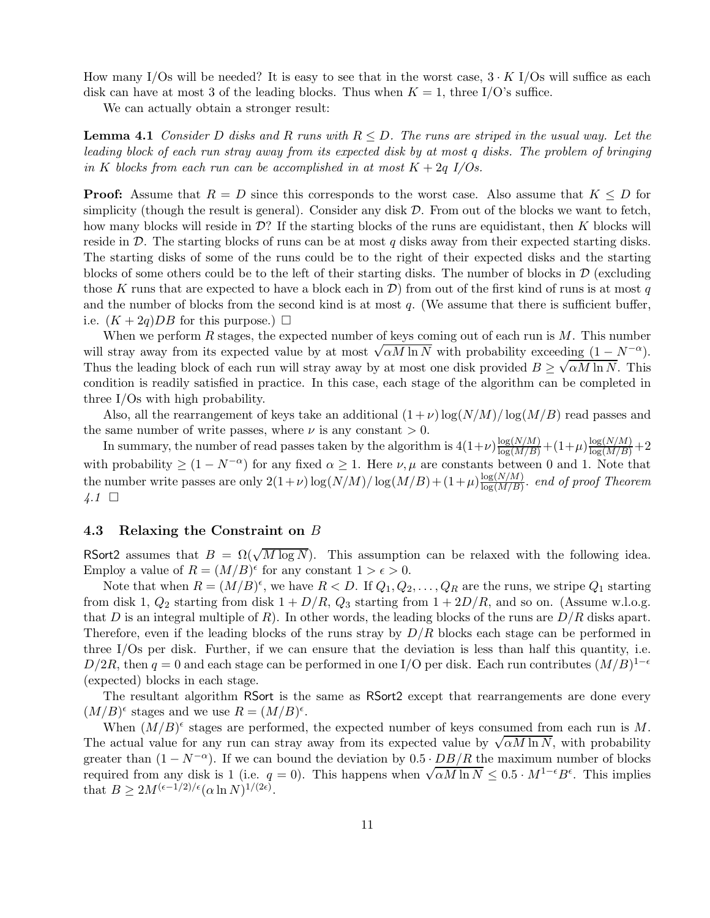How many I/Os will be needed? It is easy to see that in the worst case, $3 \cdot K$ I/Os will suffice as each disk can have at most 3 of the leading blocks. Thus when $K = 1$, three I/O's suffice.

We can actually obtain a stronger result:

**Lemma 4.1** *Consider $D$ disks and $R$ runs with $R \le D$. The runs are striped in the usual way. Let the leading block of each run stray away from its expected disk by at most $q$ disks. The problem of bringing in $K$ blocks from each run can be accomplished in at most $K + 2q$ I/Os.*

**Proof:** Assume that $R = D$ since this corresponds to the worst case. Also assume that $K \le D$ for simplicity (though the result is general). Consider any disk $\mathcal{D}$. From out of the blocks we want to fetch, how many blocks will reside in $\mathcal{D}$? If the starting blocks of the runs are equidistant, then $K$ blocks will reside in $\mathcal{D}$. The starting blocks of runs can be at most $q$ disks away from their expected starting disks. The starting disks of some of the runs could be to the right of their expected disks and the starting blocks of some others could be to the left of their starting disks. The number of blocks in $\mathcal{D}$ (excluding those $K$ runs that are expected to have a block each in $\mathcal{D}$) from out of the first kind of runs is at most $q$ and the number of blocks from the second kind is at most $q$. (We assume that there is sufficient buffer, i.e. $(K + 2q)DB$ for this purpose.) $\square$

When we perform $R$ stages, the expected number of keys coming out of each run is $M$. This number will stray away from its expected value by at most $\sqrt{\alpha M \ln N}$ with probability exceeding $(1 - N^{-\alpha})$. Thus the leading block of each run will stray away by at most one disk provided $B \ge \sqrt{\alpha M \ln N}$. This condition is readily satisfied in practice. In this case, each stage of the algorithm can be completed in three I/Os with high probability.

Also, all the rearrangement of keys take an additional $(1+\nu)\log(N/M)/\log(M/B)$ read passes and the same number of write passes, where $\nu$ is any constant $> 0$.

In summary, the number of read passes taken by the algorithm is $4(1+\nu)\frac{\log(N/M)}{\log(M/B)} + (1+\mu)\frac{\log(N/M)}{\log(M/B)} + 2$ with probability $\ge (1 - N^{-\alpha})$ for any fixed $\alpha \ge 1$. Here $\nu, \mu$ are constants between 0 and 1. Note that the number write passes are only $2(1+\nu)\log(N/M)/\log(M/B) + (1+\mu)\frac{\log(N/M)}{\log(M/B)}$. *end of proof Theorem 4.1* $\square$

### 4.3 Relaxing the Constraint on $B$

RSort2 assumes that $B = \Omega(\sqrt{M \log N})$. This assumption can be relaxed with the following idea. Employ a value of $R = (M/B)^{\epsilon}$ for any constant $1 > \epsilon > 0$.

Note that when $R = (M/B)^{\epsilon}$, we have $R < D$. If $Q_1, Q_2, \ldots, Q_R$ are the runs, we stripe $Q_1$ starting from disk 1, $Q_2$ starting from disk $1 + D/R$, $Q_3$ starting from $1 + 2D/R$, and so on. (Assume w.l.o.g. that $D$ is an integral multiple of $R$). In other words, the leading blocks of the runs are $D/R$ disks apart. Therefore, even if the leading blocks of the runs stray by $D/R$ blocks each stage can be performed in three I/Os per disk. Further, if we can ensure that the deviation is less than half this quantity, i.e. $D/2R$, then $q = 0$ and each stage can be performed in one I/O per disk. Each run contributes $(M/B)^{1-\epsilon}$ (expected) blocks in each stage.

The resultant algorithm RSort is the same as RSort2 except that rearrangements are done every $(M/B)^{\epsilon}$ stages and we use $R = (M/B)^{\epsilon}$.

When $(M/B)^{\epsilon}$ stages are performed, the expected number of keys consumed from each run is $M$. The actual value for any run can stray away from its expected value by $\sqrt{\alpha M \ln N}$, with probability greater than $(1 - N^{-\alpha})$. If we can bound the deviation by $0.5 \cdot DB/R$ the maximum number of blocks required from any disk is 1 (i.e. $q = 0$). This happens when $\sqrt{\alpha M \ln N} \le 0.5 \cdot M^{1-\epsilon} B^{\epsilon}$. This implies that $B \ge 2M^{(\epsilon - 1/2)/\epsilon}(\alpha \ln N)^{1/(2\epsilon)}$.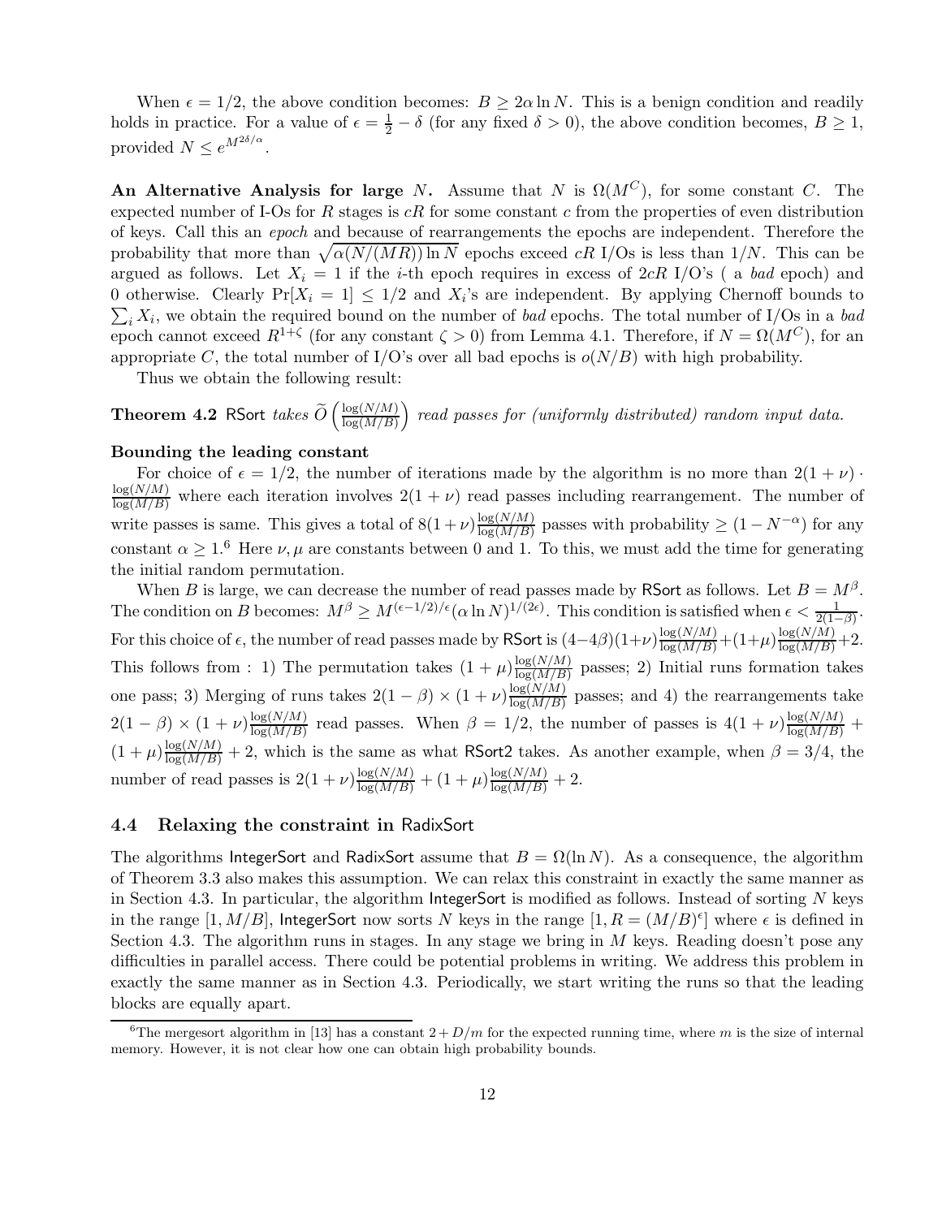When $\epsilon = 1/2$, the above condition becomes: $B \geq 2\alpha \ln N$. This is a benign condition and readily holds in practice. For a value of $\epsilon = \frac{1}{2} - \delta$ (for any fixed $\delta > 0$), the above condition becomes, $B \geq 1$, provided $N \leq e^{M^{2\delta/\alpha}}$.

**An Alternative Analysis for large** $N$**.** Assume that $N$ is $\Omega(M^C)$, for some constant $C$. The expected number of I-Os for $R$ stages is $cR$ for some constant $c$ from the properties of even distribution of keys. Call this an *epoch* and because of rearrangements the epochs are independent. Therefore the probability that more than $\sqrt{\alpha(N/(MR)) \ln N}$ epochs exceed $cR$ I/Os is less than $1/N$. This can be argued as follows. Let $X_i = 1$ if the $i$-th epoch requires in excess of $2cR$ I/O's ( a *bad* epoch) and 0 otherwise. Clearly $\Pr[X_i = 1] \leq 1/2$ and $X_i$'s are independent. By applying Chernoff bounds to $\sum_i X_i$, we obtain the required bound on the number of *bad* epochs. The total number of I/Os in a *bad* epoch cannot exceed $R^{1+\zeta}$ (for any constant $\zeta > 0$) from Lemma 4.1. Therefore, if $N = \Omega(M^C)$, for an appropriate $C$, the total number of I/O's over all bad epochs is $o(N/B)$ with high probability.

Thus we obtain the following result:

**Theorem 4.2** RSort *takes* $\widetilde{O}\left(\frac{\log(N/M)}{\log(M/B)}\right)$ *read passes for (uniformly distributed) random input data.*

**Bounding the leading constant**

For choice of $\epsilon = 1/2$, the number of iterations made by the algorithm is no more than $2(1+\nu) \cdot \frac{\log(N/M)}{\log(M/B)}$ where each iteration involves $2(1+\nu)$ read passes including rearrangement. The number of write passes is same. This gives a total of $8(1+\nu)\frac{\log(N/M)}{\log(M/B)}$ passes with probability $\geq (1 - N^{-\alpha})$ for any constant $\alpha \geq 1$.[6] Here $\nu, \mu$ are constants between 0 and 1. To this, we must add the time for generating the initial random permutation.

When $B$ is large, we can decrease the number of read passes made by RSort as follows. Let $B = M^\beta$. The condition on $B$ becomes: $M^\beta \geq M^{(\epsilon - 1/2)/\epsilon}(\alpha \ln N)^{1/(2\epsilon)}$. This condition is satisfied when $\epsilon < \frac{1}{2(1-\beta)}$. For this choice of $\epsilon$, the number of read passes made by RSort is $(4-4\beta)(1+\nu)\frac{\log(N/M)}{\log(M/B)} + (1+\mu)\frac{\log(N/M)}{\log(M/B)} + 2$. This follows from : 1) The permutation takes $(1+\mu)\frac{\log(N/M)}{\log(M/B)}$ passes; 2) Initial runs formation takes one pass; 3) Merging of runs takes $2(1-\beta) \times (1+\nu)\frac{\log(N/M)}{\log(M/B)}$ passes; and 4) the rearrangements take $2(1-\beta) \times (1+\nu)\frac{\log(N/M)}{\log(M/B)}$ read passes. When $\beta = 1/2$, the number of passes is $4(1+\nu)\frac{\log(N/M)}{\log(M/B)} + (1+\mu)\frac{\log(N/M)}{\log(M/B)} + 2$, which is the same as what RSort2 takes. As another example, when $\beta = 3/4$, the number of read passes is $2(1+\nu)\frac{\log(N/M)}{\log(M/B)} + (1+\mu)\frac{\log(N/M)}{\log(M/B)} + 2$.

### 4.4 Relaxing the constraint in RadixSort

The algorithms IntegerSort and RadixSort assume that $B = \Omega(\ln N)$. As a consequence, the algorithm of Theorem 3.3 also makes this assumption. We can relax this constraint in exactly the same manner as in Section 4.3. In particular, the algorithm IntegerSort is modified as follows. Instead of sorting $N$ keys in the range $[1, M/B]$, IntegerSort now sorts $N$ keys in the range $[1, R = (M/B)^\epsilon]$ where $\epsilon$ is defined in Section 4.3. The algorithm runs in stages. In any stage we bring in $M$ keys. Reading doesn't pose any difficulties in parallel access. There could be potential problems in writing. We address this problem in exactly the same manner as in Section 4.3. Periodically, we start writing the runs so that the leading blocks are equally apart.

[6] The mergesort algorithm in [13] has a constant $2 + D/m$ for the expected running time, where $m$ is the size of internal memory. However, it is not clear how one can obtain high probability bounds.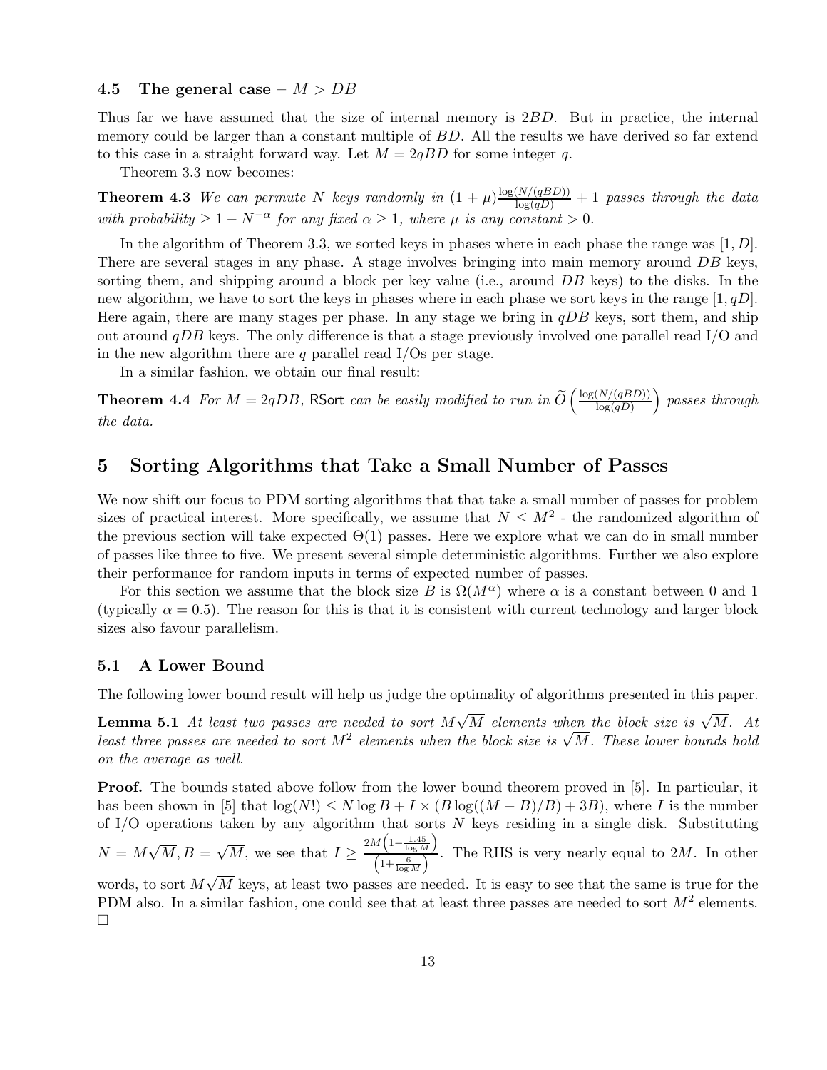### 4.5 The general case – $M > DB$

Thus far we have assumed that the size of internal memory is $2BD$. But in practice, the internal memory could be larger than a constant multiple of $BD$. All the results we have derived so far extend to this case in a straight forward way. Let $M = 2qBD$ for some integer $q$.

Theorem 3.3 now becomes:

**Theorem 4.3** *We can permute $N$ keys randomly in $(1+\mu)\frac{\log(N/(qBD))}{\log(qD)} + 1$ passes through the data with probability $\geq 1 - N^{-\alpha}$ for any fixed $\alpha \geq 1$, where $\mu$ is any constant $> 0$.*

In the algorithm of Theorem 3.3, we sorted keys in phases where in each phase the range was $[1, D]$. There are several stages in any phase. A stage involves bringing into main memory around $DB$ keys, sorting them, and shipping around a block per key value (i.e., around $DB$ keys) to the disks. In the new algorithm, we have to sort the keys in phases where in each phase we sort keys in the range $[1, qD]$. Here again, there are many stages per phase. In any stage we bring in $qDB$ keys, sort them, and ship out around $qDB$ keys. The only difference is that a stage previously involved one parallel read I/O and in the new algorithm there are $q$ parallel read I/Os per stage.

In a similar fashion, we obtain our final result:

**Theorem 4.4** *For $M = 2qDB$, RSort can be easily modified to run in $\widetilde{O}\left(\frac{\log(N/(qBD))}{\log(qD)}\right)$ passes through the data.*

## 5 Sorting Algorithms that Take a Small Number of Passes

We now shift our focus to PDM sorting algorithms that that take a small number of passes for problem sizes of practical interest. More specifically, we assume that $N \leq M^2$ - the randomized algorithm of the previous section will take expected $\Theta(1)$ passes. Here we explore what we can do in small number of passes like three to five. We present several simple deterministic algorithms. Further we also explore their performance for random inputs in terms of expected number of passes.

For this section we assume that the block size $B$ is $\Omega(M^\alpha)$ where $\alpha$ is a constant between 0 and 1 (typically $\alpha = 0.5$). The reason for this is that it is consistent with current technology and larger block sizes also favour parallelism.

### 5.1 A Lower Bound

The following lower bound result will help us judge the optimality of algorithms presented in this paper.

**Lemma 5.1** *At least two passes are needed to sort $M\sqrt{M}$ elements when the block size is $\sqrt{M}$. At least three passes are needed to sort $M^2$ elements when the block size is $\sqrt{M}$. These lower bounds hold on the average as well.*

**Proof.** The bounds stated above follow from the lower bound theorem proved in [5]. In particular, it has been shown in [5] that $\log(N!) \leq N \log B + I \times (B \log((M-B)/B) + 3B)$, where $I$ is the number of I/O operations taken by any algorithm that sorts $N$ keys residing in a single disk. Substituting $N = M\sqrt{M}, B = \sqrt{M}$, we see that $I \geq \frac{2M\left(1 - \frac{1.45}{\log M}\right)}{\left(1 + \frac{6}{\log M}\right)}$. The RHS is very nearly equal to $2M$. In other words, to sort $M\sqrt{M}$ keys, at least two passes are needed. It is easy to see that the same is true for the PDM also. In a similar fashion, one could see that at least three passes are needed to sort $M^2$ elements. □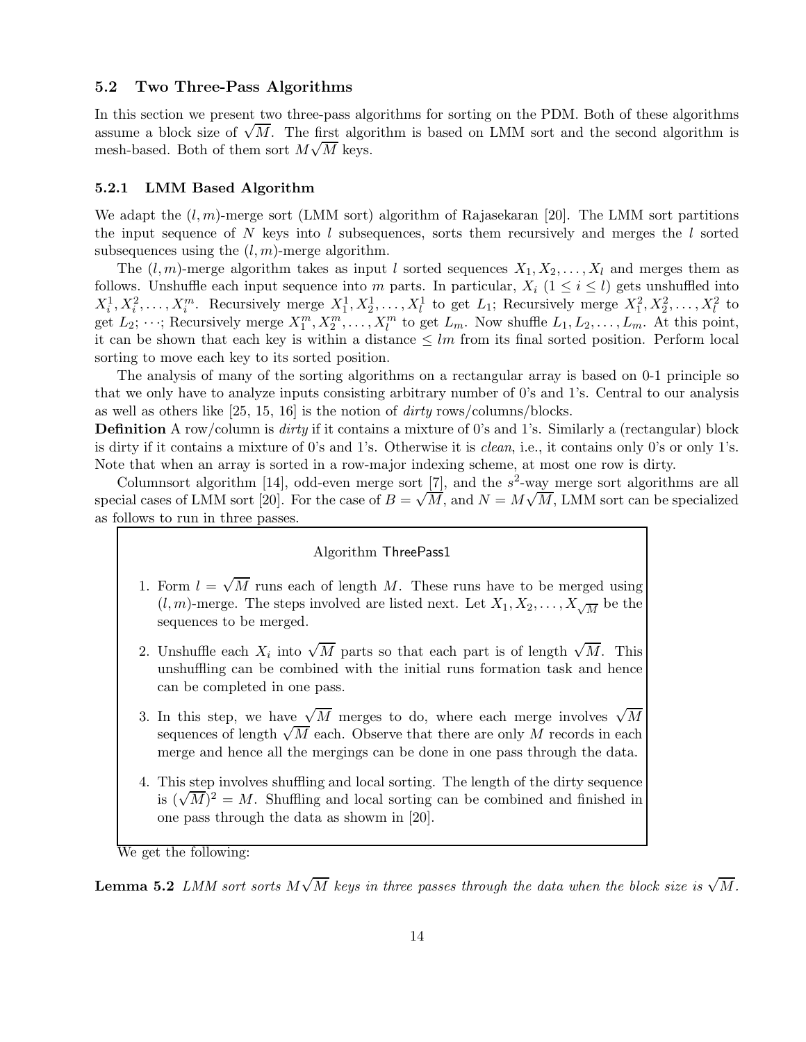### 5.2 Two Three-Pass Algorithms

In this section we present two three-pass algorithms for sorting on the PDM. Both of these algorithms assume a block size of $\sqrt{M}$. The first algorithm is based on LMM sort and the second algorithm is mesh-based. Both of them sort $M\sqrt{M}$ keys.

#### 5.2.1 LMM Based Algorithm

We adapt the $(l, m)$-merge sort (LMM sort) algorithm of Rajasekaran [20]. The LMM sort partitions the input sequence of $N$ keys into $l$ subsequences, sorts them recursively and merges the $l$ sorted subsequences using the $(l, m)$-merge algorithm.

The $(l, m)$-merge algorithm takes as input $l$ sorted sequences $X_1, X_2, \ldots, X_l$ and merges them as follows. Unshuffle each input sequence into $m$ parts. In particular, $X_i$ $(1 \leq i \leq l)$ gets unshuffled into $X_i^1, X_i^2, \ldots, X_i^m$. Recursively merge $X_1^1, X_2^1, \ldots, X_l^1$ to get $L_1$; Recursively merge $X_1^2, X_2^2, \ldots, X_l^2$ to get $L_2$; $\cdots$; Recursively merge $X_1^m, X_2^m, \ldots, X_l^m$ to get $L_m$. Now shuffle $L_1, L_2, \ldots, L_m$. At this point, it can be shown that each key is within a distance $\leq lm$ from its final sorted position. Perform local sorting to move each key to its sorted position.

The analysis of many of the sorting algorithms on a rectangular array is based on 0-1 principle so that we only have to analyze inputs consisting arbitrary number of 0's and 1's. Central to our analysis as well as others like [25, 15, 16] is the notion of *dirty* rows/columns/blocks.

**Definition** A row/column is *dirty* if it contains a mixture of 0's and 1's. Similarly a (rectangular) block is dirty if it contains a mixture of 0's and 1's. Otherwise it is *clean*, i.e., it contains only 0's or only 1's. Note that when an array is sorted in a row-major indexing scheme, at most one row is dirty.

Columnsort algorithm [14], odd-even merge sort [7], and the $s^2$-way merge sort algorithms are all special cases of LMM sort [20]. For the case of $B = \sqrt{M}$, and $N = M\sqrt{M}$, LMM sort can be specialized as follows to run in three passes.

---

Algorithm ThreePass1

1. Form $l = \sqrt{M}$ runs each of length $M$. These runs have to be merged using $(l, m)$-merge. The steps involved are listed next. Let $X_1, X_2, \ldots, X_{\sqrt{M}}$ be the sequences to be merged.

2. Unshuffle each $X_i$ into $\sqrt{M}$ parts so that each part is of length $\sqrt{M}$. This unshuffling can be combined with the initial runs formation task and hence can be completed in one pass.

3. In this step, we have $\sqrt{M}$ merges to do, where each merge involves $\sqrt{M}$ sequences of length $\sqrt{M}$ each. Observe that there are only $M$ records in each merge and hence all the mergings can be done in one pass through the data.

4. This step involves shuffling and local sorting. The length of the dirty sequence is $(\sqrt{M})^2 = M$. Shuffling and local sorting can be combined and finished in one pass through the data as showm in [20].

---

We get the following:

**Lemma 5.2** *LMM sort sorts $M\sqrt{M}$ keys in three passes through the data when the block size is $\sqrt{M}$.*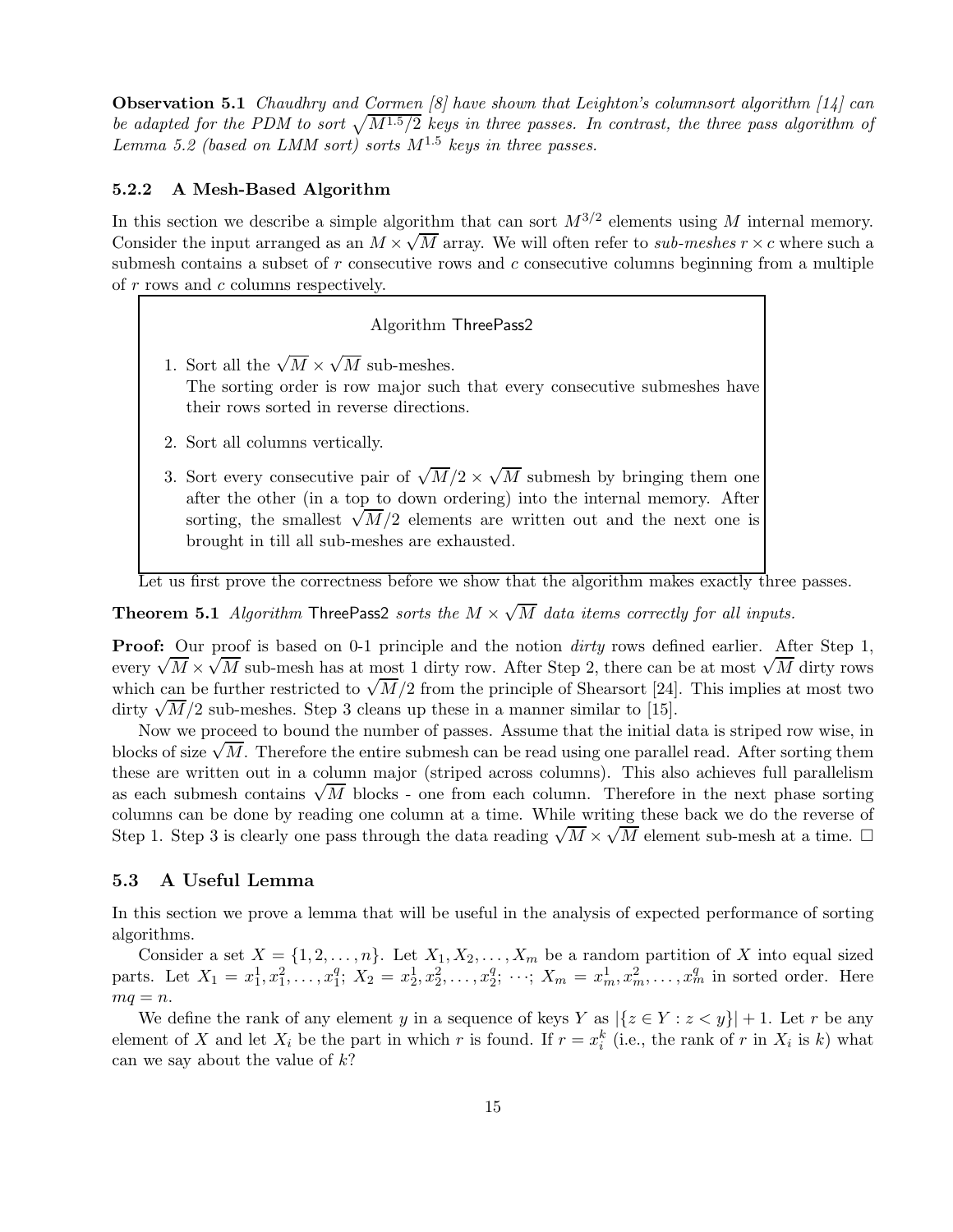**Observation 5.1** *Chaudhry and Cormen [8] have shown that Leighton's columnsort algorithm [14] can be adapted for the PDM to sort $\sqrt{M^{1.5}/2}$ keys in three passes. In contrast, the three pass algorithm of Lemma 5.2 (based on LMM sort) sorts $M^{1.5}$ keys in three passes.*

### 5.2.2 A Mesh-Based Algorithm

In this section we describe a simple algorithm that can sort $M^{3/2}$ elements using $M$ internal memory. Consider the input arranged as an $M \times \sqrt{M}$ array. We will often refer to *sub-meshes* $r \times c$ where such a submesh contains a subset of $r$ consecutive rows and $c$ consecutive columns beginning from a multiple of $r$ rows and $c$ columns respectively.

> Algorithm ThreePass2
>
> 1. Sort all the $\sqrt{M} \times \sqrt{M}$ sub-meshes.
>    The sorting order is row major such that every consecutive submeshes have their rows sorted in reverse directions.
> 2. Sort all columns vertically.
> 3. Sort every consecutive pair of $\sqrt{M}/2 \times \sqrt{M}$ submesh by bringing them one after the other (in a top to down ordering) into the internal memory. After sorting, the smallest $\sqrt{M}/2$ elements are written out and the next one is brought in till all sub-meshes are exhausted.

Let us first prove the correctness before we show that the algorithm makes exactly three passes.

**Theorem 5.1** *Algorithm* ThreePass2 *sorts the $M \times \sqrt{M}$ data items correctly for all inputs.*

**Proof:** Our proof is based on 0-1 principle and the notion *dirty* rows defined earlier. After Step 1, every $\sqrt{M} \times \sqrt{M}$ sub-mesh has at most 1 dirty row. After Step 2, there can be at most $\sqrt{M}$ dirty rows which can be further restricted to $\sqrt{M}/2$ from the principle of Shearsort [24]. This implies at most two dirty $\sqrt{M}/2$ sub-meshes. Step 3 cleans up these in a manner similar to [15].

Now we proceed to bound the number of passes. Assume that the initial data is striped row wise, in blocks of size $\sqrt{M}$. Therefore the entire submesh can be read using one parallel read. After sorting them these are written out in a column major (striped across columns). This also achieves full parallelism as each submesh contains $\sqrt{M}$ blocks - one from each column. Therefore in the next phase sorting columns can be done by reading one column at a time. While writing these back we do the reverse of Step 1. Step 3 is clearly one pass through the data reading $\sqrt{M} \times \sqrt{M}$ element sub-mesh at a time. □

## 5.3 A Useful Lemma

In this section we prove a lemma that will be useful in the analysis of expected performance of sorting algorithms.

Consider a set $X = \{1, 2, \ldots, n\}$. Let $X_1, X_2, \ldots, X_m$ be a random partition of $X$ into equal sized parts. Let $X_1 = x_1^1, x_1^2, \ldots, x_1^q$; $X_2 = x_2^1, x_2^2, \ldots, x_2^q$; $\cdots$; $X_m = x_m^1, x_m^2, \ldots, x_m^q$ in sorted order. Here $mq = n$.

We define the rank of any element $y$ in a sequence of keys $Y$ as $|\{z \in Y : z < y\}| + 1$. Let $r$ be any element of $X$ and let $X_i$ be the part in which $r$ is found. If $r = x_i^k$ (i.e., the rank of $r$ in $X_i$ is $k$) what can we say about the value of $k$?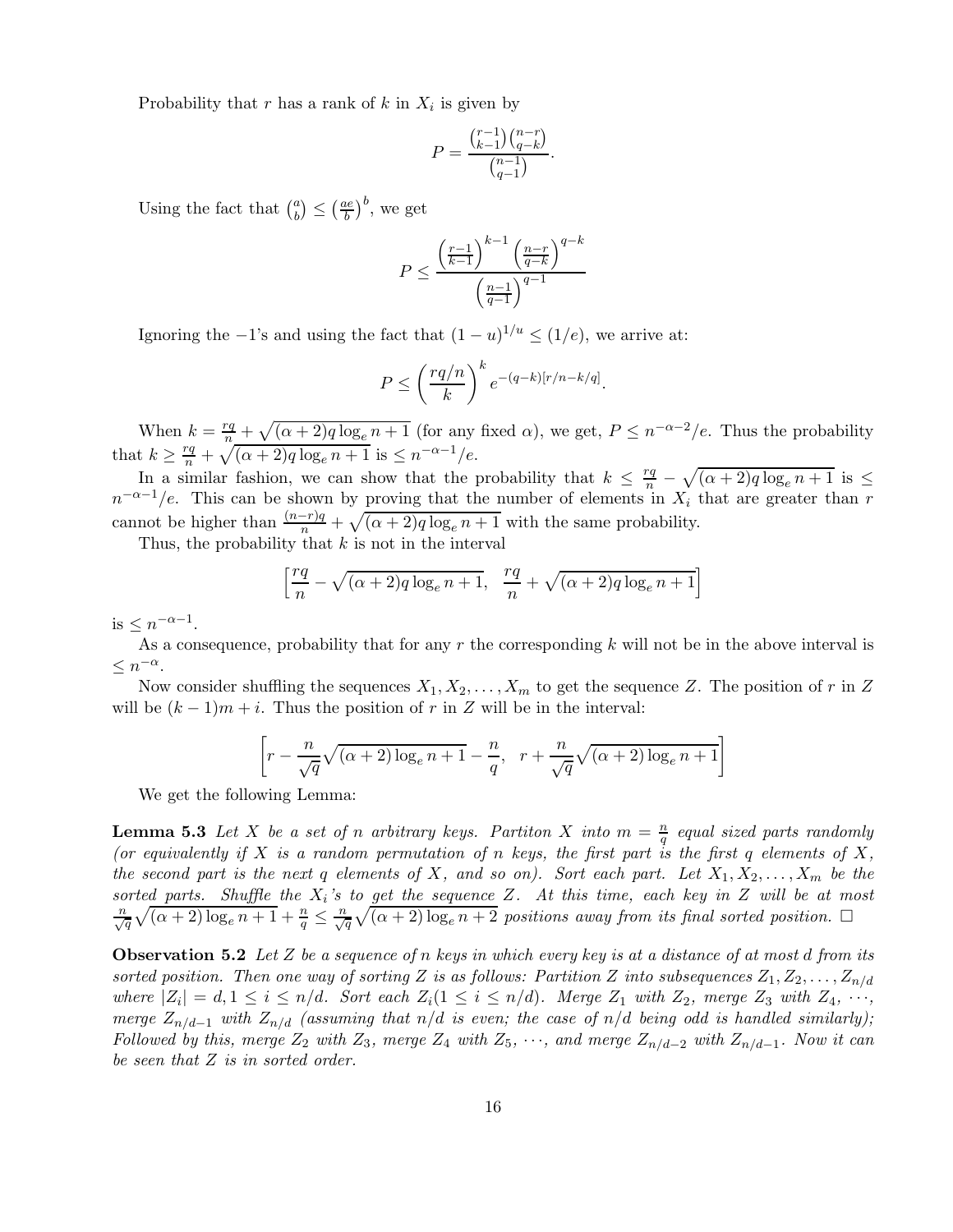Probability that $r$ has a rank of $k$ in $X_i$ is given by

$$P = \frac{\binom{r-1}{k-1}\binom{n-r}{q-k}}{\binom{n-1}{q-1}}.$$

Using the fact that $\binom{a}{b} \leq \left(\frac{ae}{b}\right)^b$, we get

$$P \leq \frac{\left(\frac{r-1}{k-1}\right)^{k-1}\left(\frac{n-r}{q-k}\right)^{q-k}}{\left(\frac{n-1}{q-1}\right)^{q-1}}$$

Ignoring the $-1$'s and using the fact that $(1-u)^{1/u} \leq (1/e)$, we arrive at:

$$P \leq \left(\frac{rq/n}{k}\right)^k e^{-(q-k)[r/n-k/q]}.$$

When $k = \frac{rq}{n} + \sqrt{(\alpha+2)q\log_e n + 1}$ (for any fixed $\alpha$), we get, $P \leq n^{-\alpha-2}/e$. Thus the probability that $k \geq \frac{rq}{n} + \sqrt{(\alpha+2)q\log_e n + 1}$ is $\leq n^{-\alpha-1}/e$.

In a similar fashion, we can show that the probability that $k \leq \frac{rq}{n} - \sqrt{(\alpha+2)q\log_e n + 1}$ is $\leq n^{-\alpha-1}/e$. This can be shown by proving that the number of elements in $X_i$ that are greater than $r$ cannot be higher than $\frac{(n-r)q}{n} + \sqrt{(\alpha+2)q\log_e n + 1}$ with the same probability.

Thus, the probability that $k$ is not in the interval

$$\left[\frac{rq}{n} - \sqrt{(\alpha+2)q\log_e n + 1},\ \ \frac{rq}{n} + \sqrt{(\alpha+2)q\log_e n + 1}\right]$$

is $\leq n^{-\alpha-1}$.

As a consequence, probability that for any $r$ the corresponding $k$ will not be in the above interval is $\leq n^{-\alpha}$.

Now consider shuffling the sequences $X_1, X_2, \ldots, X_m$ to get the sequence $Z$. The position of $r$ in $Z$ will be $(k-1)m + i$. Thus the position of $r$ in $Z$ will be in the interval:

$$\left[r - \frac{n}{\sqrt{q}}\sqrt{(\alpha+2)\log_e n + 1} - \frac{n}{q},\ \ r + \frac{n}{\sqrt{q}}\sqrt{(\alpha+2)\log_e n + 1}\right]$$

We get the following Lemma:

**Lemma 5.3** *Let $X$ be a set of $n$ arbitrary keys. Partiton $X$ into $m = \frac{n}{q}$ equal sized parts randomly (or equivalently if $X$ is a random permutation of $n$ keys, the first part is the first $q$ elements of $X$, the second part is the next $q$ elements of $X$, and so on). Sort each part. Let $X_1, X_2, \ldots, X_m$ be the sorted parts. Shuffle the $X_i$'s to get the sequence $Z$. At this time, each key in $Z$ will be at most $\frac{n}{\sqrt{q}}\sqrt{(\alpha+2)\log_e n + 1} + \frac{n}{q} \leq \frac{n}{\sqrt{q}}\sqrt{(\alpha+2)\log_e n + 2}$ positions away from its final sorted position.* □

**Observation 5.2** *Let $Z$ be a sequence of $n$ keys in which every key is at a distance of at most $d$ from its sorted position. Then one way of sorting $Z$ is as follows: Partition $Z$ into subsequences $Z_1, Z_2, \ldots, Z_{n/d}$ where $|Z_i| = d, 1 \leq i \leq n/d$. Sort each $Z_i (1 \leq i \leq n/d)$. Merge $Z_1$ with $Z_2$, merge $Z_3$ with $Z_4$, $\cdots$, merge $Z_{n/d-1}$ with $Z_{n/d}$ (assuming that $n/d$ is even; the case of $n/d$ being odd is handled similarly); Followed by this, merge $Z_2$ with $Z_3$, merge $Z_4$ with $Z_5$, $\cdots$, and merge $Z_{n/d-2}$ with $Z_{n/d-1}$. Now it can be seen that $Z$ is in sorted order.*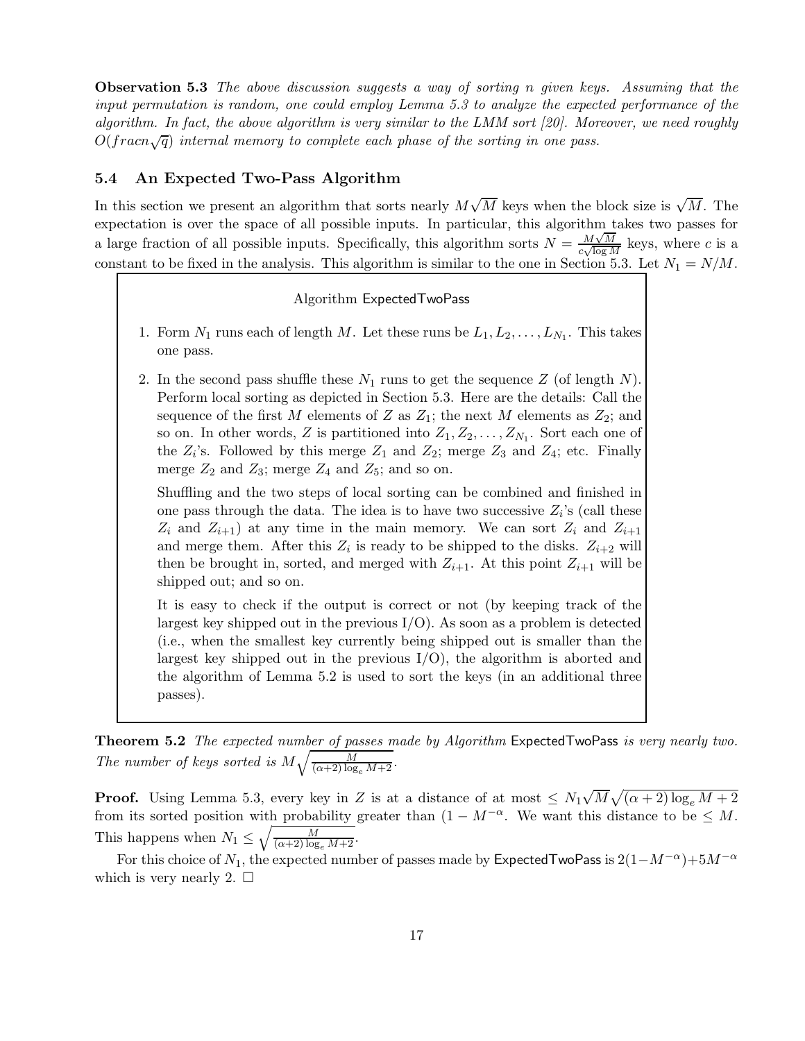**Observation 5.3** *The above discussion suggests a way of sorting n given keys. Assuming that the input permutation is random, one could employ Lemma 5.3 to analyze the expected performance of the algorithm. In fact, the above algorithm is very similar to the LMM sort [20]. Moreover, we need roughly $O(fracn\sqrt{q})$ internal memory to complete each phase of the sorting in one pass.*

### 5.4 An Expected Two-Pass Algorithm

In this section we present an algorithm that sorts nearly $M\sqrt{M}$ keys when the block size is $\sqrt{M}$. The expectation is over the space of all possible inputs. In particular, this algorithm takes two passes for a large fraction of all possible inputs. Specifically, this algorithm sorts $N = \frac{M\sqrt{M}}{c\sqrt{\log M}}$ keys, where $c$ is a constant to be fixed in the analysis. This algorithm is similar to the one in Section 5.3. Let $N_1 = N/M$.

> Algorithm ExpectedTwoPass
>
> 1. Form $N_1$ runs each of length $M$. Let these runs be $L_1, L_2, \ldots, L_{N_1}$. This takes one pass.
>
> 2. In the second pass shuffle these $N_1$ runs to get the sequence $Z$ (of length $N$). Perform local sorting as depicted in Section 5.3. Here are the details: Call the sequence of the first $M$ elements of $Z$ as $Z_1$; the next $M$ elements as $Z_2$; and so on. In other words, $Z$ is partitioned into $Z_1, Z_2, \ldots, Z_{N_1}$. Sort each one of the $Z_i$'s. Followed by this merge $Z_1$ and $Z_2$; merge $Z_3$ and $Z_4$; etc. Finally merge $Z_2$ and $Z_3$; merge $Z_4$ and $Z_5$; and so on.
>
>    Shuffling and the two steps of local sorting can be combined and finished in one pass through the data. The idea is to have two successive $Z_i$'s (call these $Z_i$ and $Z_{i+1}$) at any time in the main memory. We can sort $Z_i$ and $Z_{i+1}$ and merge them. After this $Z_i$ is ready to be shipped to the disks. $Z_{i+2}$ will then be brought in, sorted, and merged with $Z_{i+1}$. At this point $Z_{i+1}$ will be shipped out; and so on.
>
>    It is easy to check if the output is correct or not (by keeping track of the largest key shipped out in the previous I/O). As soon as a problem is detected (i.e., when the smallest key currently being shipped out is smaller than the largest key shipped out in the previous I/O), the algorithm is aborted and the algorithm of Lemma 5.2 is used to sort the keys (in an additional three passes).

**Theorem 5.2** *The expected number of passes made by Algorithm* ExpectedTwoPass *is very nearly two. The number of keys sorted is $M\sqrt{\frac{M}{(\alpha+2)\log_e M+2}}$.*

**Proof.** Using Lemma 5.3, every key in $Z$ is at a distance of at most $\leq N_1\sqrt{M}\sqrt{(\alpha+2)\log_e M + 2}$ from its sorted position with probability greater than $(1 - M^{-\alpha}$. We want this distance to be $\leq M$. This happens when $N_1 \leq \sqrt{\frac{M}{(\alpha+2)\log_e M+2}}$.

For this choice of $N_1$, the expected number of passes made by ExpectedTwoPass is $2(1-M^{-\alpha})+5M^{-\alpha}$ which is very nearly 2. □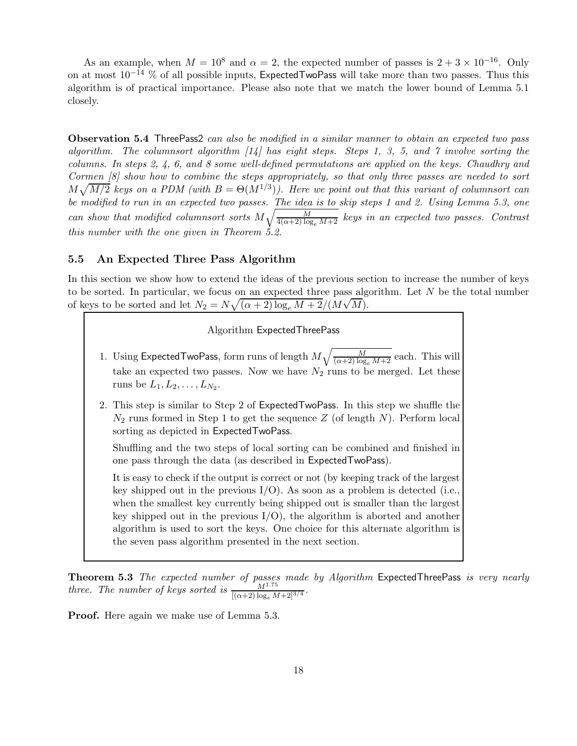As an example, when $M = 10^8$ and $\alpha = 2$, the expected number of passes is $2 + 3 \times 10^{-16}$. Only on at most $10^{-14}$ % of all possible inputs, ExpectedTwoPass will take more than two passes. Thus this algorithm is of practical importance. Please also note that we match the lower bound of Lemma 5.1 closely.

**Observation 5.4** *ThreePass2 can also be modified in a similar manner to obtain an expected two pass algorithm. The columnsort algorithm [14] has eight steps. Steps 1, 3, 5, and 7 involve sorting the columns. In steps 2, 4, 6, and 8 some well-defined permutations are applied on the keys. Chaudhry and Cormen [8] show how to combine the steps appropriately, so that only three passes are needed to sort $M\sqrt{M/2}$ keys on a PDM (with $B = \Theta(M^{1/3})$). Here we point out that this variant of columnsort can be modified to run in an expected two passes. The idea is to skip steps 1 and 2. Using Lemma 5.3, one can show that modified columnsort sorts $M\sqrt{\frac{M}{4(\alpha+2)\log_e M+2}}$ keys in an expected two passes. Contrast this number with the one given in Theorem 5.2.*

### 5.5 An Expected Three Pass Algorithm

In this section we show how to extend the ideas of the previous section to increase the number of keys to be sorted. In particular, we focus on an expected three pass algorithm. Let $N$ be the total number of keys to be sorted and let $N_2 = N\sqrt{(\alpha+2)\log_e M + 2}/(M\sqrt{M})$.

Algorithm ExpectedThreePass

1. Using ExpectedTwoPass, form runs of length $M\sqrt{\frac{M}{(\alpha+2)\log_e M+2}}$ each. This will take an expected two passes. Now we have $N_2$ runs to be merged. Let these runs be $L_1, L_2, \ldots, L_{N_2}$.

2. This step is similar to Step 2 of ExpectedTwoPass. In this step we shuffle the $N_2$ runs formed in Step 1 to get the sequence $Z$ (of length $N$). Perform local sorting as depicted in ExpectedTwoPass.

   Shuffling and the two steps of local sorting can be combined and finished in one pass through the data (as described in ExpectedTwoPass).

   It is easy to check if the output is correct or not (by keeping track of the largest key shipped out in the previous I/O). As soon as a problem is detected (i.e., when the smallest key currently being shipped out is smaller than the largest key shipped out in the previous I/O), the algorithm is aborted and another algorithm is used to sort the keys. One choice for this alternate algorithm is the seven pass algorithm presented in the next section.

**Theorem 5.3** *The expected number of passes made by Algorithm ExpectedThreePass is very nearly three. The number of keys sorted is $\frac{M^{1.75}}{[(\alpha+2)\log_e M+2]^{3/4}}$.*

**Proof.** Here again we make use of Lemma 5.3.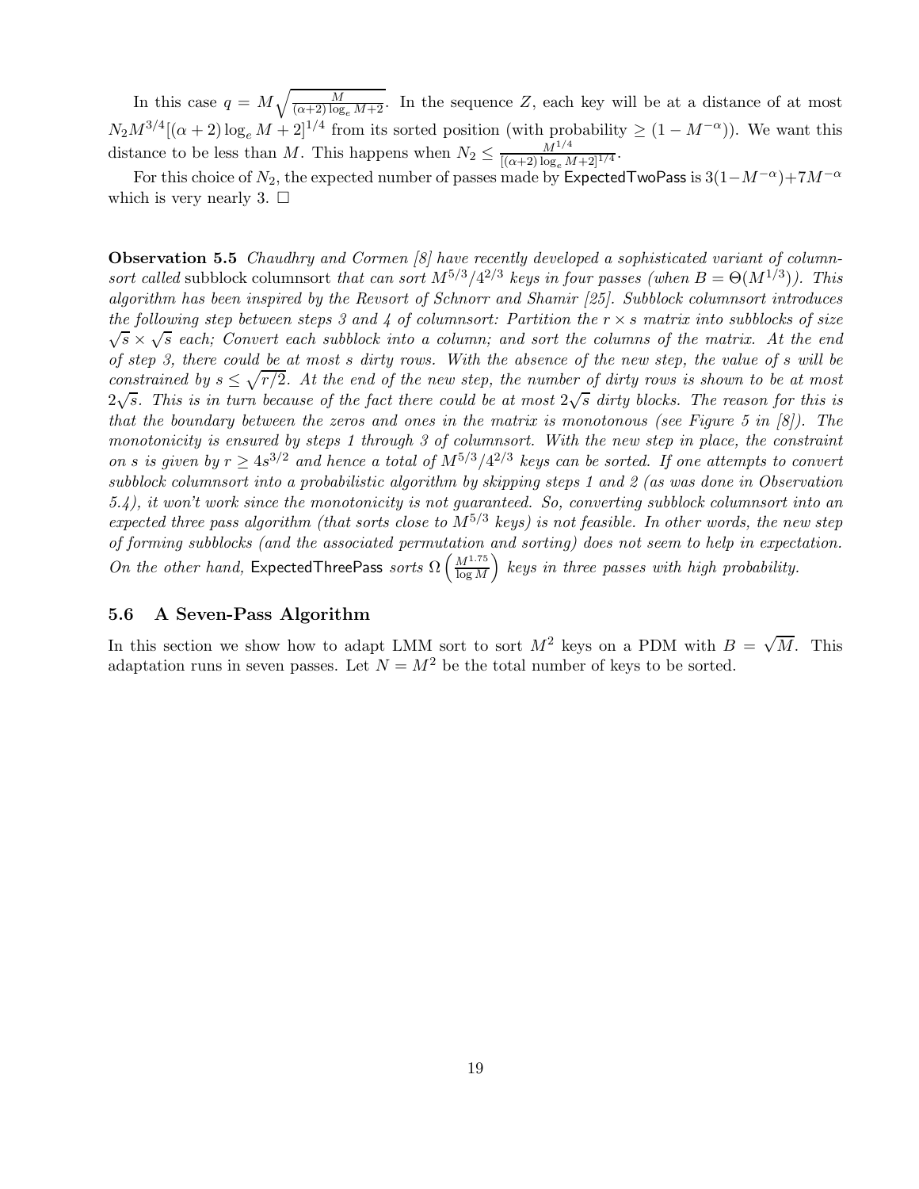In this case $q = M\sqrt{\frac{M}{(\alpha+2)\log_e M+2}}$. In the sequence $Z$, each key will be at a distance of at most $N_2 M^{3/4}[(\alpha+2)\log_e M + 2]^{1/4}$ from its sorted position (with probability $\geq (1 - M^{-\alpha})$). We want this distance to be less than $M$. This happens when $N_2 \leq \frac{M^{1/4}}{[(\alpha+2)\log_e M+2]^{1/4}}$.

For this choice of $N_2$, the expected number of passes made by ExpectedTwoPass is $3(1-M^{-\alpha})+7M^{-\alpha}$ which is very nearly 3. $\square$

**Observation 5.5** *Chaudhry and Cormen [8] have recently developed a sophisticated variant of columnsort called* subblock columnsort *that can sort $M^{5/3}/4^{2/3}$ keys in four passes (when $B = \Theta(M^{1/3})$). This algorithm has been inspired by the Revsort of Schnorr and Shamir [25]. Subblock columnsort introduces the following step between steps 3 and 4 of columnsort: Partition the $r \times s$ matrix into subblocks of size $\sqrt{s} \times \sqrt{s}$ each; Convert each subblock into a column; and sort the columns of the matrix. At the end of step 3, there could be at most $s$ dirty rows. With the absence of the new step, the value of $s$ will be constrained by $s \leq \sqrt{r/2}$. At the end of the new step, the number of dirty rows is shown to be at most $2\sqrt{s}$. This is in turn because of the fact there could be at most $2\sqrt{s}$ dirty blocks. The reason for this is that the boundary between the zeros and ones in the matrix is monotonous (see Figure 5 in [8]). The monotonicity is ensured by steps 1 through 3 of columnsort. With the new step in place, the constraint on $s$ is given by $r \geq 4s^{3/2}$ and hence a total of $M^{5/3}/4^{2/3}$ keys can be sorted. If one attempts to convert subblock columnsort into a probabilistic algorithm by skipping steps 1 and 2 (as was done in Observation 5.4), it won't work since the monotonicity is not guaranteed. So, converting subblock columnsort into an expected three pass algorithm (that sorts close to $M^{5/3}$ keys) is not feasible. In other words, the new step of forming subblocks (and the associated permutation and sorting) does not seem to help in expectation. On the other hand,* ExpectedThreePass *sorts $\Omega\left(\frac{M^{1.75}}{\log M}\right)$ keys in three passes with high probability.*

### 5.6 A Seven-Pass Algorithm

In this section we show how to adapt LMM sort to sort $M^2$ keys on a PDM with $B = \sqrt{M}$. This adaptation runs in seven passes. Let $N = M^2$ be the total number of keys to be sorted.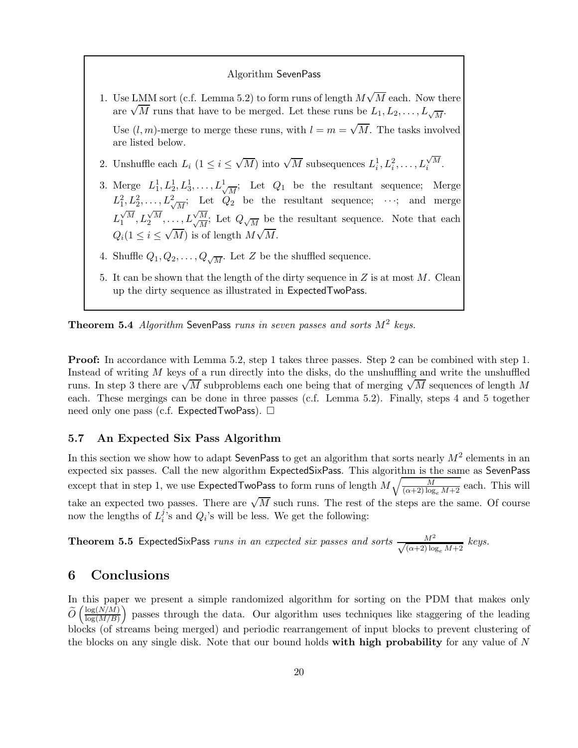**Algorithm SevenPass**

1. Use LMM sort (c.f. Lemma 5.2) to form runs of length $M\sqrt{M}$ each. Now there are $\sqrt{M}$ runs that have to be merged. Let these runs be $L_1, L_2, \ldots, L_{\sqrt{M}}$.

   Use $(l, m)$-merge to merge these runs, with $l = m = \sqrt{M}$. The tasks involved are listed below.

2. Unshuffle each $L_i$ $(1 \leq i \leq \sqrt{M})$ into $\sqrt{M}$ subsequences $L_i^1, L_i^2, \ldots, L_i^{\sqrt{M}}$.

3. Merge $L_1^1, L_2^1, L_3^1, \ldots, L_{\sqrt{M}}^1$; Let $Q_1$ be the resultant sequence; Merge $L_1^2, L_2^2, \ldots, L_{\sqrt{M}}^2$; Let $Q_2$ be the resultant sequence; $\cdots$; and merge $L_1^{\sqrt{M}}, L_2^{\sqrt{M}}, \ldots, L_{\sqrt{M}}^{\sqrt{M}}$; Let $Q_{\sqrt{M}}$ be the resultant sequence. Note that each $Q_i (1 \leq i \leq \sqrt{M})$ is of length $M\sqrt{M}$.

4. Shuffle $Q_1, Q_2, \ldots, Q_{\sqrt{M}}$. Let $Z$ be the shuffled sequence.

5. It can be shown that the length of the dirty sequence in $Z$ is at most $M$. Clean up the dirty sequence as illustrated in ExpectedTwoPass.

**Theorem 5.4** *Algorithm* SevenPass *runs in seven passes and sorts $M^2$ keys.*

**Proof:** In accordance with Lemma 5.2, step 1 takes three passes. Step 2 can be combined with step 1. Instead of writing $M$ keys of a run directly into the disks, do the unshuffling and write the unshuffled runs. In step 3 there are $\sqrt{M}$ subproblems each one being that of merging $\sqrt{M}$ sequences of length $M$ each. These mergings can be done in three passes (c.f. Lemma 5.2). Finally, steps 4 and 5 together need only one pass (c.f. ExpectedTwoPass). $\square$

### 5.7 An Expected Six Pass Algorithm

In this section we show how to adapt SevenPass to get an algorithm that sorts nearly $M^2$ elements in an expected six passes. Call the new algorithm ExpectedSixPass. This algorithm is the same as SevenPass except that in step 1, we use ExpectedTwoPass to form runs of length $M\sqrt{\frac{M}{(\alpha+2)\log_e M+2}}$ each. This will take an expected two passes. There are $\sqrt{M}$ such runs. The rest of the steps are the same. Of course now the lengths of $L_i^j$'s and $Q_i$'s will be less. We get the following:

**Theorem 5.5** ExpectedSixPass *runs in an expected six passes and sorts $\frac{M^2}{\sqrt{(\alpha+2)\log_e M+2}}$ keys.*

## 6 Conclusions

In this paper we present a simple randomized algorithm for sorting on the PDM that makes only $\widetilde{O}\left(\frac{\log(N/M)}{\log(M/B)}\right)$ passes through the data. Our algorithm uses techniques like staggering of the leading blocks (of streams being merged) and periodic rearrangement of input blocks to prevent clustering of the blocks on any single disk. Note that our bound holds **with high probability** for any value of $N$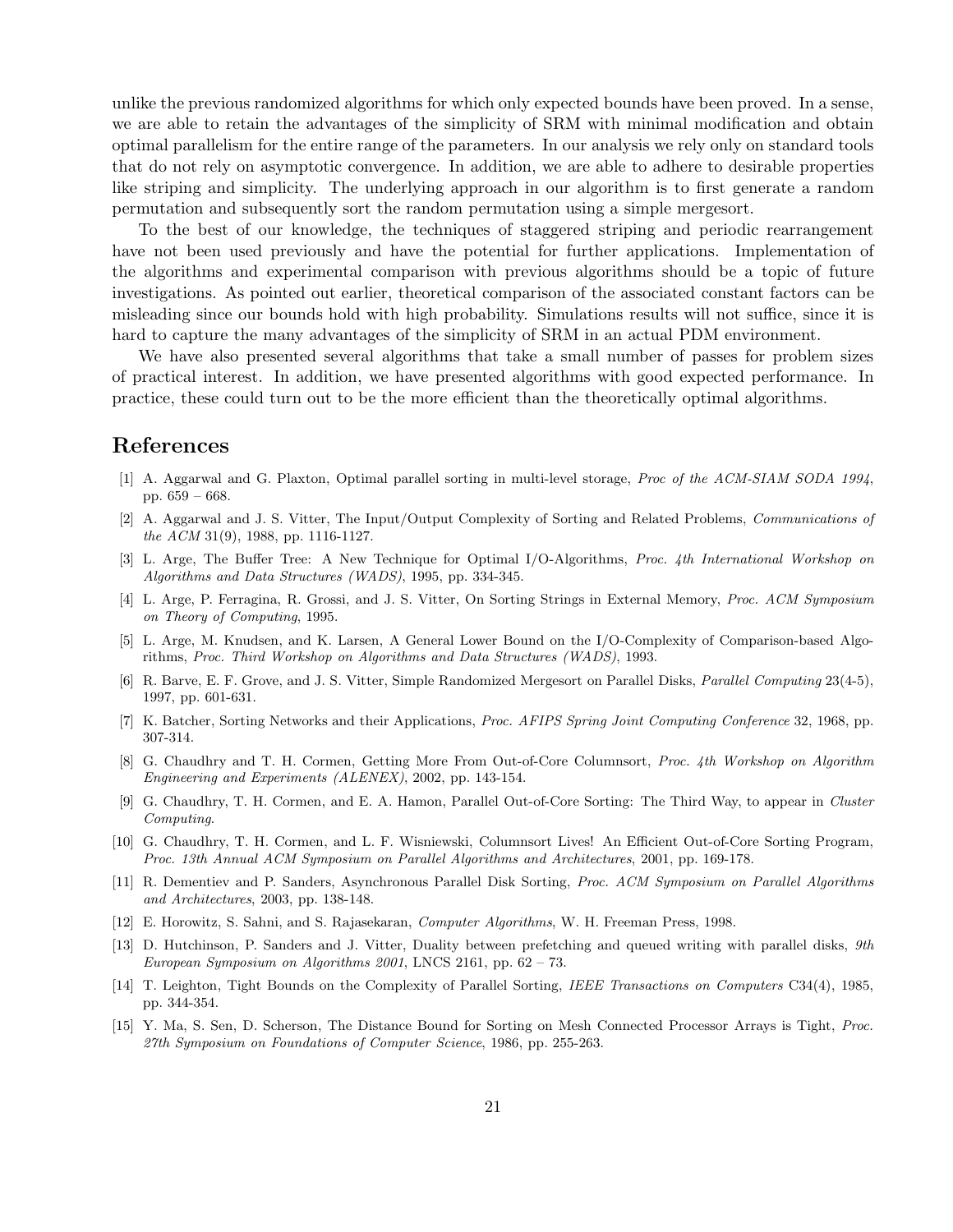unlike the previous randomized algorithms for which only expected bounds have been proved. In a sense, we are able to retain the advantages of the simplicity of SRM with minimal modification and obtain optimal parallelism for the entire range of the parameters. In our analysis we rely only on standard tools that do not rely on asymptotic convergence. In addition, we are able to adhere to desirable properties like striping and simplicity. The underlying approach in our algorithm is to first generate a random permutation and subsequently sort the random permutation using a simple mergesort.

To the best of our knowledge, the techniques of staggered striping and periodic rearrangement have not been used previously and have the potential for further applications. Implementation of the algorithms and experimental comparison with previous algorithms should be a topic of future investigations. As pointed out earlier, theoretical comparison of the associated constant factors can be misleading since our bounds hold with high probability. Simulations results will not suffice, since it is hard to capture the many advantages of the simplicity of SRM in an actual PDM environment.

We have also presented several algorithms that take a small number of passes for problem sizes of practical interest. In addition, we have presented algorithms with good expected performance. In practice, these could turn out to be the more efficient than the theoretically optimal algorithms.

# References

[1] A. Aggarwal and G. Plaxton, Optimal parallel sorting in multi-level storage, *Proc of the ACM-SIAM SODA 1994*, pp. 659 – 668.

[2] A. Aggarwal and J. S. Vitter, The Input/Output Complexity of Sorting and Related Problems, *Communications of the ACM* 31(9), 1988, pp. 1116-1127.

[3] L. Arge, The Buffer Tree: A New Technique for Optimal I/O-Algorithms, *Proc. 4th International Workshop on Algorithms and Data Structures (WADS)*, 1995, pp. 334-345.

[4] L. Arge, P. Ferragina, R. Grossi, and J. S. Vitter, On Sorting Strings in External Memory, *Proc. ACM Symposium on Theory of Computing*, 1995.

[5] L. Arge, M. Knudsen, and K. Larsen, A General Lower Bound on the I/O-Complexity of Comparison-based Algorithms, *Proc. Third Workshop on Algorithms and Data Structures (WADS)*, 1993.

[6] R. Barve, E. F. Grove, and J. S. Vitter, Simple Randomized Mergesort on Parallel Disks, *Parallel Computing* 23(4-5), 1997, pp. 601-631.

[7] K. Batcher, Sorting Networks and their Applications, *Proc. AFIPS Spring Joint Computing Conference* 32, 1968, pp. 307-314.

[8] G. Chaudhry and T. H. Cormen, Getting More From Out-of-Core Columnsort, *Proc. 4th Workshop on Algorithm Engineering and Experiments (ALENEX)*, 2002, pp. 143-154.

[9] G. Chaudhry, T. H. Cormen, and E. A. Hamon, Parallel Out-of-Core Sorting: The Third Way, to appear in *Cluster Computing*.

[10] G. Chaudhry, T. H. Cormen, and L. F. Wisniewski, Columnsort Lives! An Efficient Out-of-Core Sorting Program, *Proc. 13th Annual ACM Symposium on Parallel Algorithms and Architectures*, 2001, pp. 169-178.

[11] R. Dementiev and P. Sanders, Asynchronous Parallel Disk Sorting, *Proc. ACM Symposium on Parallel Algorithms and Architectures*, 2003, pp. 138-148.

[12] E. Horowitz, S. Sahni, and S. Rajasekaran, *Computer Algorithms*, W. H. Freeman Press, 1998.

[13] D. Hutchinson, P. Sanders and J. Vitter, Duality between prefetching and queued writing with parallel disks, *9th European Symposium on Algorithms 2001*, LNCS 2161, pp. 62 – 73.

[14] T. Leighton, Tight Bounds on the Complexity of Parallel Sorting, *IEEE Transactions on Computers* C34(4), 1985, pp. 344-354.

[15] Y. Ma, S. Sen, D. Scherson, The Distance Bound for Sorting on Mesh Connected Processor Arrays is Tight, *Proc. 27th Symposium on Foundations of Computer Science*, 1986, pp. 255-263.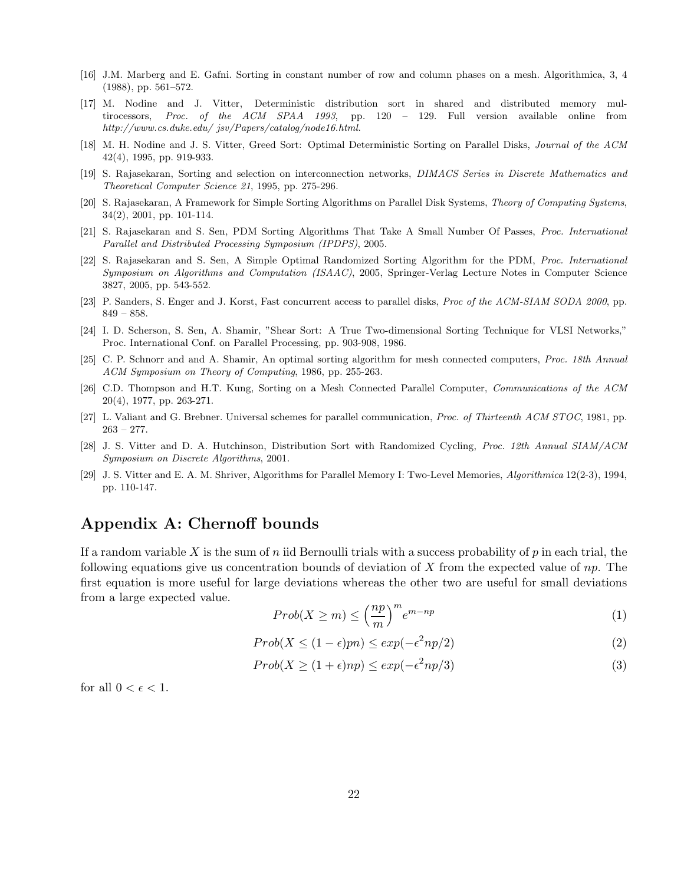[16] J.M. Marberg and E. Gafni. Sorting in constant number of row and column phases on a mesh. Algorithmica, 3, 4 (1988), pp. 561–572.

[17] M. Nodine and J. Vitter, Deterministic distribution sort in shared and distributed memory multirocessors, *Proc. of the ACM SPAA 1993*, pp. 120 – 129. Full version available online from *http://www.cs.duke.edu/ jsv/Papers/catalog/node16.html*.

[18] M. H. Nodine and J. S. Vitter, Greed Sort: Optimal Deterministic Sorting on Parallel Disks, *Journal of the ACM* 42(4), 1995, pp. 919-933.

[19] S. Rajasekaran, Sorting and selection on interconnection networks, *DIMACS Series in Discrete Mathematics and Theoretical Computer Science 21*, 1995, pp. 275-296.

[20] S. Rajasekaran, A Framework for Simple Sorting Algorithms on Parallel Disk Systems, *Theory of Computing Systems*, 34(2), 2001, pp. 101-114.

[21] S. Rajasekaran and S. Sen, PDM Sorting Algorithms That Take A Small Number Of Passes, *Proc. International Parallel and Distributed Processing Symposium (IPDPS)*, 2005.

[22] S. Rajasekaran and S. Sen, A Simple Optimal Randomized Sorting Algorithm for the PDM, *Proc. International Symposium on Algorithms and Computation (ISAAC)*, 2005, Springer-Verlag Lecture Notes in Computer Science 3827, 2005, pp. 543-552.

[23] P. Sanders, S. Enger and J. Korst, Fast concurrent access to parallel disks, *Proc of the ACM-SIAM SODA 2000*, pp. 849 – 858.

[24] I. D. Scherson, S. Sen, A. Shamir, "Shear Sort: A True Two-dimensional Sorting Technique for VLSI Networks," Proc. International Conf. on Parallel Processing, pp. 903-908, 1986.

[25] C. P. Schnorr and and A. Shamir, An optimal sorting algorithm for mesh connected computers, *Proc. 18th Annual ACM Symposium on Theory of Computing*, 1986, pp. 255-263.

[26] C.D. Thompson and H.T. Kung, Sorting on a Mesh Connected Parallel Computer, *Communications of the ACM* 20(4), 1977, pp. 263-271.

[27] L. Valiant and G. Brebner. Universal schemes for parallel communication, *Proc. of Thirteenth ACM STOC*, 1981, pp. 263 – 277.

[28] J. S. Vitter and D. A. Hutchinson, Distribution Sort with Randomized Cycling, *Proc. 12th Annual SIAM/ACM Symposium on Discrete Algorithms*, 2001.

[29] J. S. Vitter and E. A. M. Shriver, Algorithms for Parallel Memory I: Two-Level Memories, *Algorithmica* 12(2-3), 1994, pp. 110-147.

## Appendix A: Chernoff bounds

If a random variable $X$ is the sum of $n$ iid Bernoulli trials with a success probability of $p$ in each trial, the following equations give us concentration bounds of deviation of $X$ from the expected value of $np$. The first equation is more useful for large deviations whereas the other two are useful for small deviations from a large expected value.

$$Prob(X \geq m) \leq \left(\frac{np}{m}\right)^m e^{m-np} \tag{1}$$

$$Prob(X \leq (1-\epsilon)pn) \leq exp(-\epsilon^2 np/2) \tag{2}$$

$$Prob(X \geq (1+\epsilon)np) \leq exp(-\epsilon^2 np/3) \tag{3}$$

for all $0 < \epsilon < 1$.